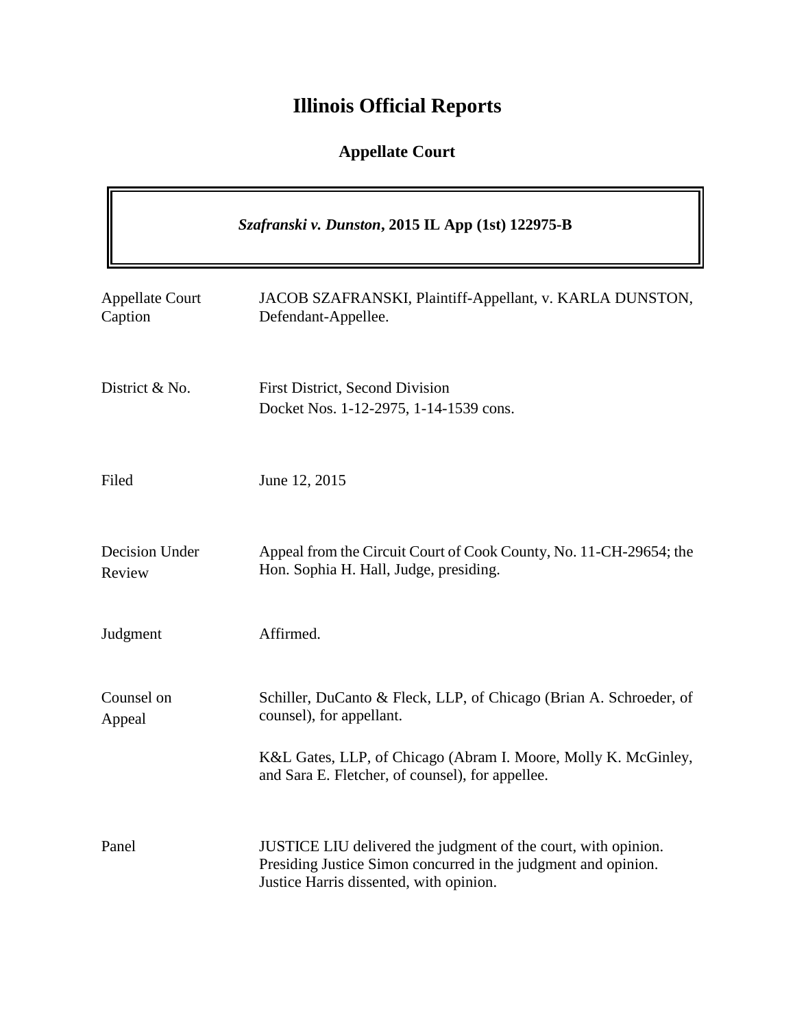# Illinois Official Reports

## Appellate Court

***Szafranski v. Dunston*, 2015 IL App (1st) 122975-B**

| | |
|---|---|
| Appellate Court Caption | JACOB SZAFRANSKI, Plaintiff-Appellant, v. KARLA DUNSTON, Defendant-Appellee. |
| District & No. | First District, Second Division<br>Docket Nos. 1-12-2975, 1-14-1539 cons. |
| Filed | June 12, 2015 |
| Decision Under Review | Appeal from the Circuit Court of Cook County, No. 11-CH-29654; the Hon. Sophia H. Hall, Judge, presiding. |
| Judgment | Affirmed. |
| Counsel on Appeal | Schiller, DuCanto & Fleck, LLP, of Chicago (Brian A. Schroeder, of counsel), for appellant.<br><br>K&L Gates, LLP, of Chicago (Abram I. Moore, Molly K. McGinley, and Sara E. Fletcher, of counsel), for appellee. |
| Panel | JUSTICE LIU delivered the judgment of the court, with opinion.<br>Presiding Justice Simon concurred in the judgment and opinion.<br>Justice Harris dissented, with opinion. |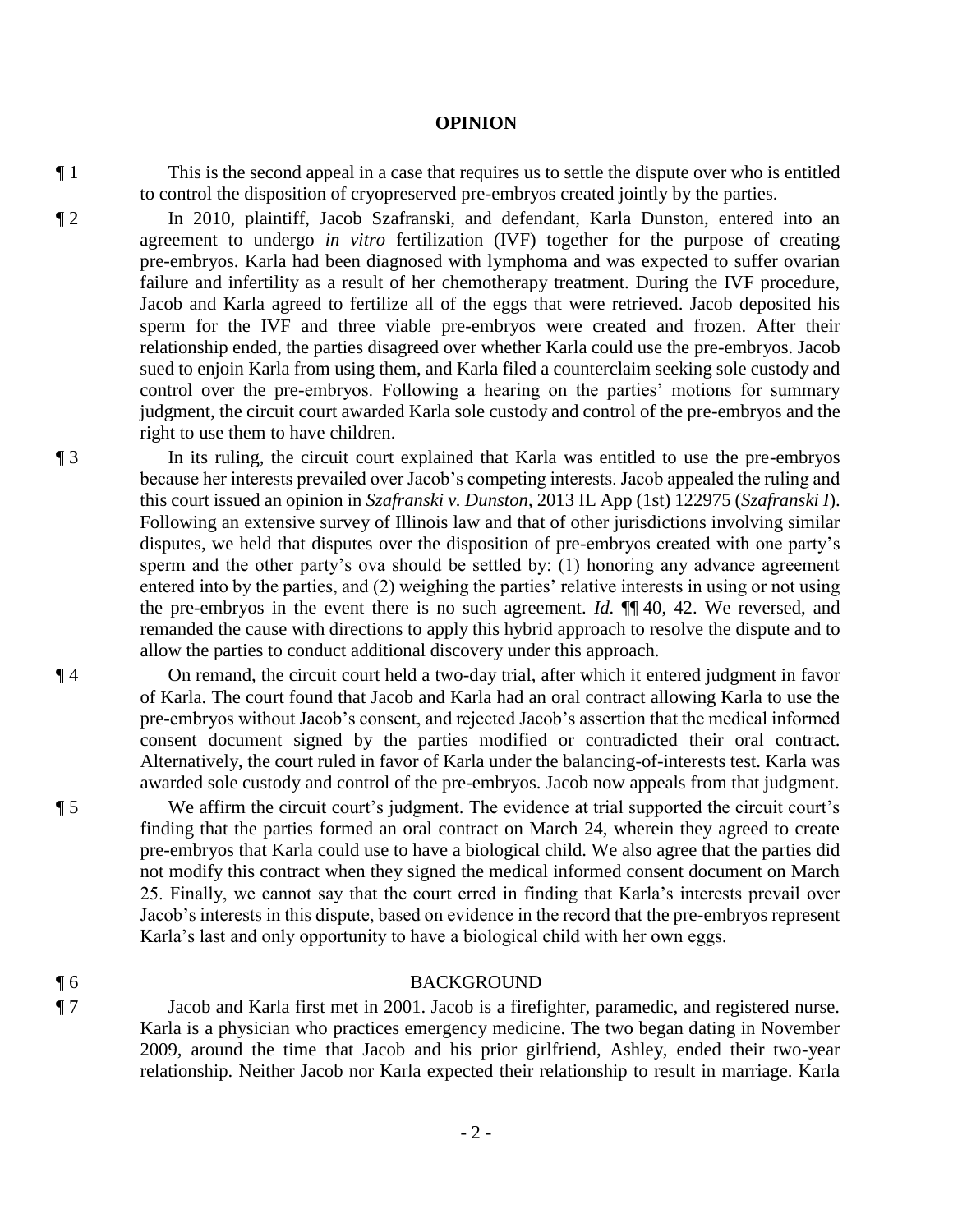# OPINION

¶ 1 This is the second appeal in a case that requires us to settle the dispute over who is entitled to control the disposition of cryopreserved pre-embryos created jointly by the parties.

¶ 2 In 2010, plaintiff, Jacob Szafranski, and defendant, Karla Dunston, entered into an agreement to undergo *in vitro* fertilization (IVF) together for the purpose of creating pre-embryos. Karla had been diagnosed with lymphoma and was expected to suffer ovarian failure and infertility as a result of her chemotherapy treatment. During the IVF procedure, Jacob and Karla agreed to fertilize all of the eggs that were retrieved. Jacob deposited his sperm for the IVF and three viable pre-embryos were created and frozen. After their relationship ended, the parties disagreed over whether Karla could use the pre-embryos. Jacob sued to enjoin Karla from using them, and Karla filed a counterclaim seeking sole custody and control over the pre-embryos. Following a hearing on the parties' motions for summary judgment, the circuit court awarded Karla sole custody and control of the pre-embryos and the right to use them to have children.

¶ 3 In its ruling, the circuit court explained that Karla was entitled to use the pre-embryos because her interests prevailed over Jacob's competing interests. Jacob appealed the ruling and this court issued an opinion in *Szafranski v. Dunston*, 2013 IL App (1st) 122975 (*Szafranski I*). Following an extensive survey of Illinois law and that of other jurisdictions involving similar disputes, we held that disputes over the disposition of pre-embryos created with one party's sperm and the other party's ova should be settled by: (1) honoring any advance agreement entered into by the parties, and (2) weighing the parties' relative interests in using or not using the pre-embryos in the event there is no such agreement. *Id.* ¶¶ 40, 42. We reversed, and remanded the cause with directions to apply this hybrid approach to resolve the dispute and to allow the parties to conduct additional discovery under this approach.

¶ 4 On remand, the circuit court held a two-day trial, after which it entered judgment in favor of Karla. The court found that Jacob and Karla had an oral contract allowing Karla to use the pre-embryos without Jacob's consent, and rejected Jacob's assertion that the medical informed consent document signed by the parties modified or contradicted their oral contract. Alternatively, the court ruled in favor of Karla under the balancing-of-interests test. Karla was awarded sole custody and control of the pre-embryos. Jacob now appeals from that judgment.

¶ 5 We affirm the circuit court's judgment. The evidence at trial supported the circuit court's finding that the parties formed an oral contract on March 24, wherein they agreed to create pre-embryos that Karla could use to have a biological child. We also agree that the parties did not modify this contract when they signed the medical informed consent document on March 25. Finally, we cannot say that the court erred in finding that Karla's interests prevail over Jacob's interests in this dispute, based on evidence in the record that the pre-embryos represent Karla's last and only opportunity to have a biological child with her own eggs.

¶ 6 BACKGROUND

¶ 7 Jacob and Karla first met in 2001. Jacob is a firefighter, paramedic, and registered nurse. Karla is a physician who practices emergency medicine. The two began dating in November 2009, around the time that Jacob and his prior girlfriend, Ashley, ended their two-year relationship. Neither Jacob nor Karla expected their relationship to result in marriage. Karla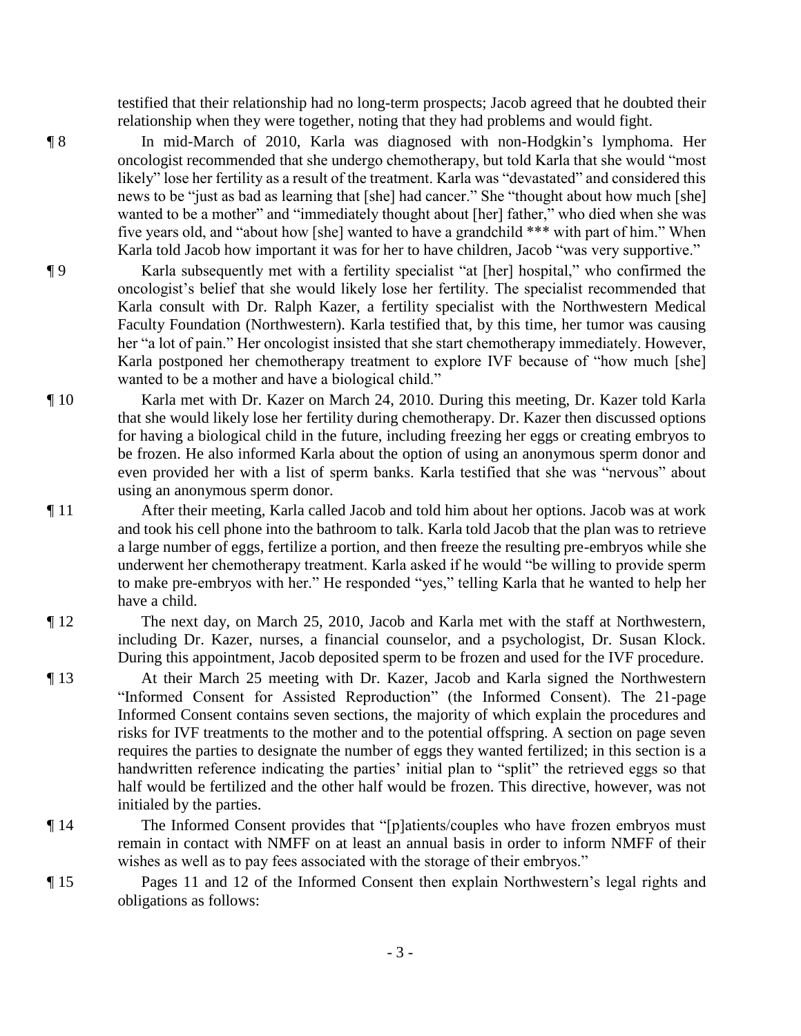testified that their relationship had no long-term prospects; Jacob agreed that he doubted their relationship when they were together, noting that they had problems and would fight.

¶ 8 In mid-March of 2010, Karla was diagnosed with non-Hodgkin's lymphoma. Her oncologist recommended that she undergo chemotherapy, but told Karla that she would "most likely" lose her fertility as a result of the treatment. Karla was "devastated" and considered this news to be "just as bad as learning that [she] had cancer." She "thought about how much [she] wanted to be a mother" and "immediately thought about [her] father," who died when she was five years old, and "about how [she] wanted to have a grandchild *** with part of him." When Karla told Jacob how important it was for her to have children, Jacob "was very supportive."

¶ 9 Karla subsequently met with a fertility specialist "at [her] hospital," who confirmed the oncologist's belief that she would likely lose her fertility. The specialist recommended that Karla consult with Dr. Ralph Kazer, a fertility specialist with the Northwestern Medical Faculty Foundation (Northwestern). Karla testified that, by this time, her tumor was causing her "a lot of pain." Her oncologist insisted that she start chemotherapy immediately. However, Karla postponed her chemotherapy treatment to explore IVF because of "how much [she] wanted to be a mother and have a biological child."

¶ 10 Karla met with Dr. Kazer on March 24, 2010. During this meeting, Dr. Kazer told Karla that she would likely lose her fertility during chemotherapy. Dr. Kazer then discussed options for having a biological child in the future, including freezing her eggs or creating embryos to be frozen. He also informed Karla about the option of using an anonymous sperm donor and even provided her with a list of sperm banks. Karla testified that she was "nervous" about using an anonymous sperm donor.

¶ 11 After their meeting, Karla called Jacob and told him about her options. Jacob was at work and took his cell phone into the bathroom to talk. Karla told Jacob that the plan was to retrieve a large number of eggs, fertilize a portion, and then freeze the resulting pre-embryos while she underwent her chemotherapy treatment. Karla asked if he would "be willing to provide sperm to make pre-embryos with her." He responded "yes," telling Karla that he wanted to help her have a child.

¶ 12 The next day, on March 25, 2010, Jacob and Karla met with the staff at Northwestern, including Dr. Kazer, nurses, a financial counselor, and a psychologist, Dr. Susan Klock. During this appointment, Jacob deposited sperm to be frozen and used for the IVF procedure.

¶ 13 At their March 25 meeting with Dr. Kazer, Jacob and Karla signed the Northwestern "Informed Consent for Assisted Reproduction" (the Informed Consent). The 21-page Informed Consent contains seven sections, the majority of which explain the procedures and risks for IVF treatments to the mother and to the potential offspring. A section on page seven requires the parties to designate the number of eggs they wanted fertilized; in this section is a handwritten reference indicating the parties' initial plan to "split" the retrieved eggs so that half would be fertilized and the other half would be frozen. This directive, however, was not initialed by the parties.

¶ 14 The Informed Consent provides that "[p]atients/couples who have frozen embryos must remain in contact with NMFF on at least an annual basis in order to inform NMFF of their wishes as well as to pay fees associated with the storage of their embryos."

¶ 15 Pages 11 and 12 of the Informed Consent then explain Northwestern's legal rights and obligations as follows: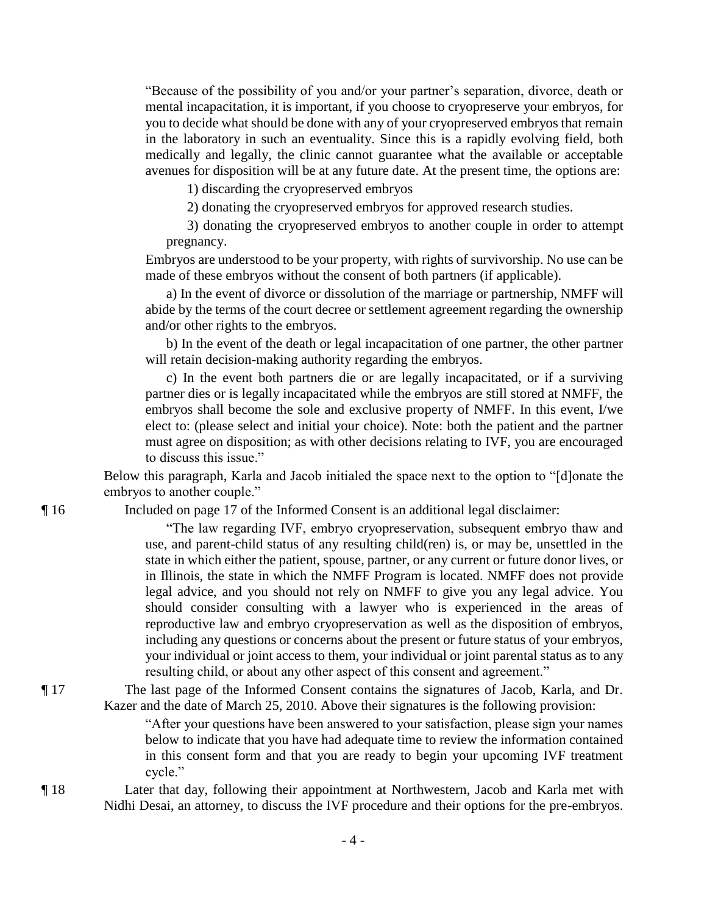"Because of the possibility of you and/or your partner's separation, divorce, death or mental incapacitation, it is important, if you choose to cryopreserve your embryos, for you to decide what should be done with any of your cryopreserved embryos that remain in the laboratory in such an eventuality. Since this is a rapidly evolving field, both medically and legally, the clinic cannot guarantee what the available or acceptable avenues for disposition will be at any future date. At the present time, the options are:

1) discarding the cryopreserved embryos

2) donating the cryopreserved embryos for approved research studies.

3) donating the cryopreserved embryos to another couple in order to attempt pregnancy.

Embryos are understood to be your property, with rights of survivorship. No use can be made of these embryos without the consent of both partners (if applicable).

a) In the event of divorce or dissolution of the marriage or partnership, NMFF will abide by the terms of the court decree or settlement agreement regarding the ownership and/or other rights to the embryos.

b) In the event of the death or legal incapacitation of one partner, the other partner will retain decision-making authority regarding the embryos.

c) In the event both partners die or are legally incapacitated, or if a surviving partner dies or is legally incapacitated while the embryos are still stored at NMFF, the embryos shall become the sole and exclusive property of NMFF. In this event, I/we elect to: (please select and initial your choice). Note: both the patient and the partner must agree on disposition; as with other decisions relating to IVF, you are encouraged to discuss this issue."

Below this paragraph, Karla and Jacob initialed the space next to the option to "[d]onate the embryos to another couple."

¶ 16 Included on page 17 of the Informed Consent is an additional legal disclaimer:

"The law regarding IVF, embryo cryopreservation, subsequent embryo thaw and use, and parent-child status of any resulting child(ren) is, or may be, unsettled in the state in which either the patient, spouse, partner, or any current or future donor lives, or in Illinois, the state in which the NMFF Program is located. NMFF does not provide legal advice, and you should not rely on NMFF to give you any legal advice. You should consider consulting with a lawyer who is experienced in the areas of reproductive law and embryo cryopreservation as well as the disposition of embryos, including any questions or concerns about the present or future status of your embryos, your individual or joint access to them, your individual or joint parental status as to any resulting child, or about any other aspect of this consent and agreement."

¶ 17 The last page of the Informed Consent contains the signatures of Jacob, Karla, and Dr. Kazer and the date of March 25, 2010. Above their signatures is the following provision:

"After your questions have been answered to your satisfaction, please sign your names below to indicate that you have had adequate time to review the information contained in this consent form and that you are ready to begin your upcoming IVF treatment cycle."

¶ 18 Later that day, following their appointment at Northwestern, Jacob and Karla met with Nidhi Desai, an attorney, to discuss the IVF procedure and their options for the pre-embryos.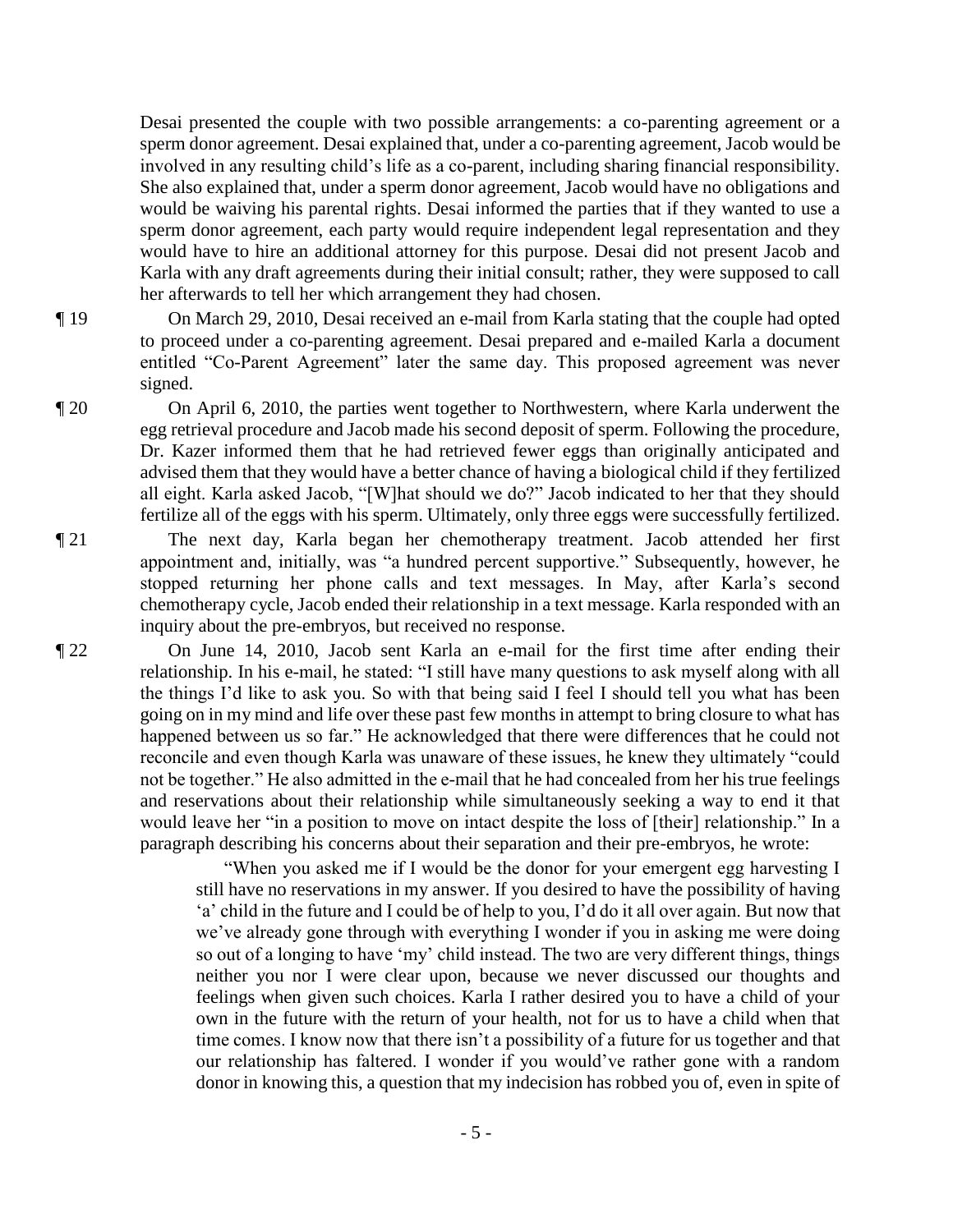Desai presented the couple with two possible arrangements: a co-parenting agreement or a sperm donor agreement. Desai explained that, under a co-parenting agreement, Jacob would be involved in any resulting child's life as a co-parent, including sharing financial responsibility. She also explained that, under a sperm donor agreement, Jacob would have no obligations and would be waiving his parental rights. Desai informed the parties that if they wanted to use a sperm donor agreement, each party would require independent legal representation and they would have to hire an additional attorney for this purpose. Desai did not present Jacob and Karla with any draft agreements during their initial consult; rather, they were supposed to call her afterwards to tell her which arrangement they had chosen.

¶ 19 On March 29, 2010, Desai received an e-mail from Karla stating that the couple had opted to proceed under a co-parenting agreement. Desai prepared and e-mailed Karla a document entitled "Co-Parent Agreement" later the same day. This proposed agreement was never signed.

¶ 20 On April 6, 2010, the parties went together to Northwestern, where Karla underwent the egg retrieval procedure and Jacob made his second deposit of sperm. Following the procedure, Dr. Kazer informed them that he had retrieved fewer eggs than originally anticipated and advised them that they would have a better chance of having a biological child if they fertilized all eight. Karla asked Jacob, "[W]hat should we do?" Jacob indicated to her that they should fertilize all of the eggs with his sperm. Ultimately, only three eggs were successfully fertilized.

¶ 21 The next day, Karla began her chemotherapy treatment. Jacob attended her first appointment and, initially, was "a hundred percent supportive." Subsequently, however, he stopped returning her phone calls and text messages. In May, after Karla's second chemotherapy cycle, Jacob ended their relationship in a text message. Karla responded with an inquiry about the pre-embryos, but received no response.

¶ 22 On June 14, 2010, Jacob sent Karla an e-mail for the first time after ending their relationship. In his e-mail, he stated: "I still have many questions to ask myself along with all the things I'd like to ask you. So with that being said I feel I should tell you what has been going on in my mind and life over these past few months in attempt to bring closure to what has happened between us so far." He acknowledged that there were differences that he could not reconcile and even though Karla was unaware of these issues, he knew they ultimately "could not be together." He also admitted in the e-mail that he had concealed from her his true feelings and reservations about their relationship while simultaneously seeking a way to end it that would leave her "in a position to move on intact despite the loss of [their] relationship." In a paragraph describing his concerns about their separation and their pre-embryos, he wrote:

> "When you asked me if I would be the donor for your emergent egg harvesting I still have no reservations in my answer. If you desired to have the possibility of having 'a' child in the future and I could be of help to you, I'd do it all over again. But now that we've already gone through with everything I wonder if you in asking me were doing so out of a longing to have 'my' child instead. The two are very different things, things neither you nor I were clear upon, because we never discussed our thoughts and feelings when given such choices. Karla I rather desired you to have a child of your own in the future with the return of your health, not for us to have a child when that time comes. I know now that there isn't a possibility of a future for us together and that our relationship has faltered. I wonder if you would've rather gone with a random donor in knowing this, a question that my indecision has robbed you of, even in spite of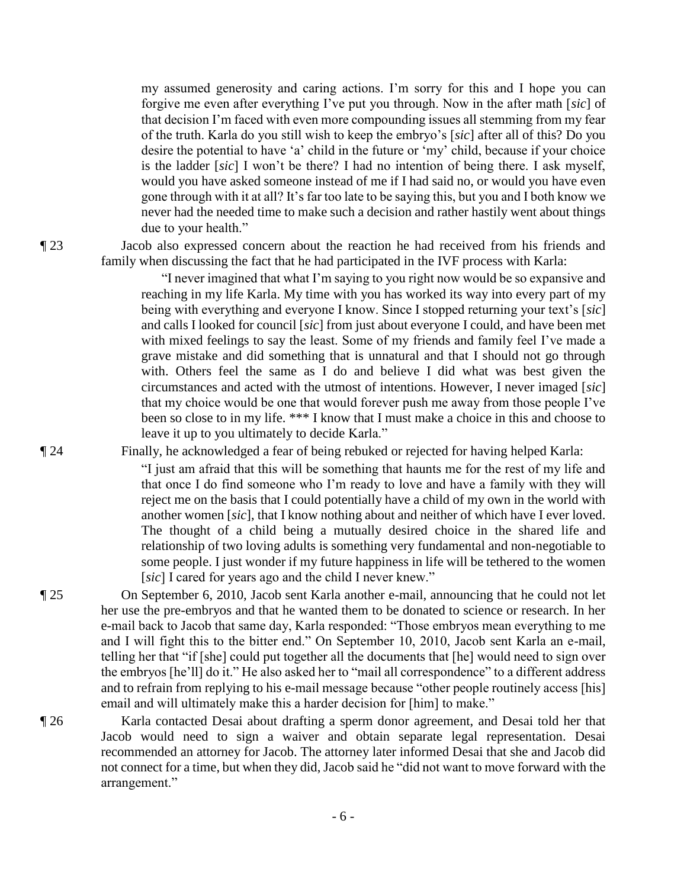my assumed generosity and caring actions. I'm sorry for this and I hope you can forgive me even after everything I've put you through. Now in the after math [*sic*] of that decision I'm faced with even more compounding issues all stemming from my fear of the truth. Karla do you still wish to keep the embryo's [*sic*] after all of this? Do you desire the potential to have 'a' child in the future or 'my' child, because if your choice is the ladder [*sic*] I won't be there? I had no intention of being there. I ask myself, would you have asked someone instead of me if I had said no, or would you have even gone through with it at all? It's far too late to be saying this, but you and I both know we never had the needed time to make such a decision and rather hastily went about things due to your health."

¶ 23 Jacob also expressed concern about the reaction he had received from his friends and family when discussing the fact that he had participated in the IVF process with Karla:

> "I never imagined that what I'm saying to you right now would be so expansive and reaching in my life Karla. My time with you has worked its way into every part of my being with everything and everyone I know. Since I stopped returning your text's [*sic*] and calls I looked for council [*sic*] from just about everyone I could, and have been met with mixed feelings to say the least. Some of my friends and family feel I've made a grave mistake and did something that is unnatural and that I should not go through with. Others feel the same as I do and believe I did what was best given the circumstances and acted with the utmost of intentions. However, I never imaged [*sic*] that my choice would be one that would forever push me away from those people I've been so close to in my life. \*\*\* I know that I must make a choice in this and choose to leave it up to you ultimately to decide Karla."

¶ 24 Finally, he acknowledged a fear of being rebuked or rejected for having helped Karla:

> "I just am afraid that this will be something that haunts me for the rest of my life and that once I do find someone who I'm ready to love and have a family with they will reject me on the basis that I could potentially have a child of my own in the world with another women [*sic*], that I know nothing about and neither of which have I ever loved. The thought of a child being a mutually desired choice in the shared life and relationship of two loving adults is something very fundamental and non-negotiable to some people. I just wonder if my future happiness in life will be tethered to the women [*sic*] I cared for years ago and the child I never knew."

¶ 25 On September 6, 2010, Jacob sent Karla another e-mail, announcing that he could not let her use the pre-embryos and that he wanted them to be donated to science or research. In her e-mail back to Jacob that same day, Karla responded: "Those embryos mean everything to me and I will fight this to the bitter end." On September 10, 2010, Jacob sent Karla an e-mail, telling her that "if [she] could put together all the documents that [he] would need to sign over the embryos [he'll] do it." He also asked her to "mail all correspondence" to a different address and to refrain from replying to his e-mail message because "other people routinely access [his] email and will ultimately make this a harder decision for [him] to make."

¶ 26 Karla contacted Desai about drafting a sperm donor agreement, and Desai told her that Jacob would need to sign a waiver and obtain separate legal representation. Desai recommended an attorney for Jacob. The attorney later informed Desai that she and Jacob did not connect for a time, but when they did, Jacob said he "did not want to move forward with the arrangement."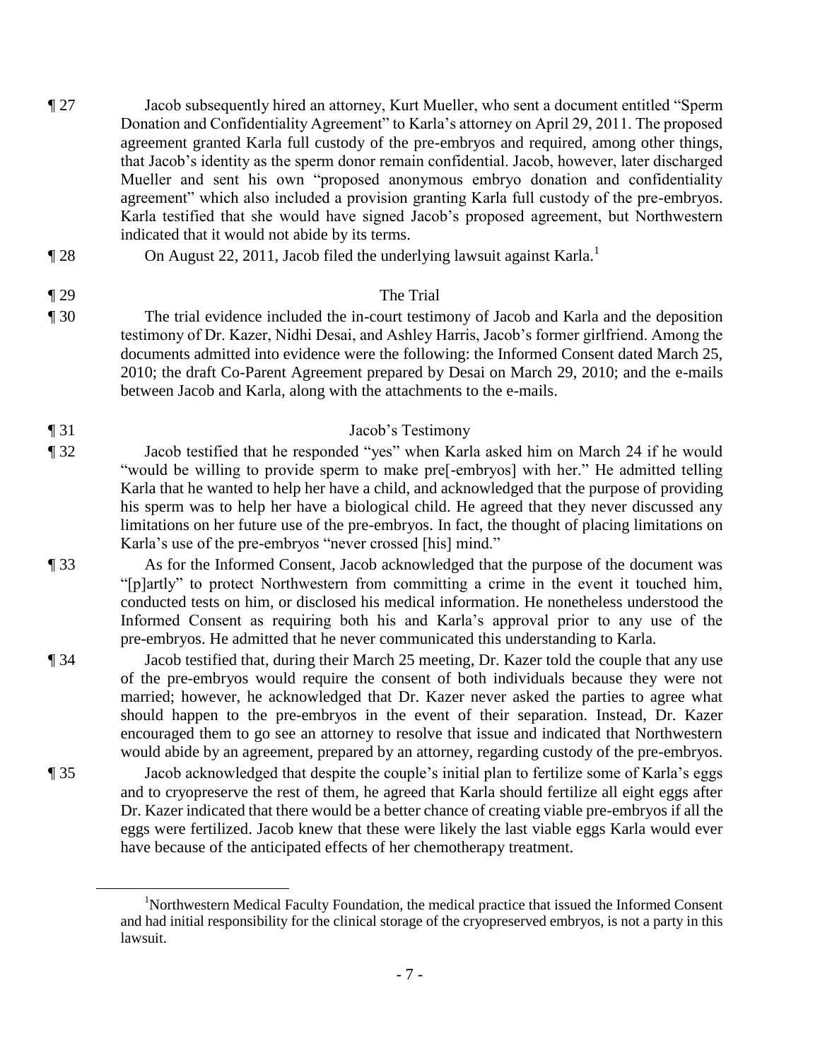¶ 27 Jacob subsequently hired an attorney, Kurt Mueller, who sent a document entitled "Sperm Donation and Confidentiality Agreement" to Karla's attorney on April 29, 2011. The proposed agreement granted Karla full custody of the pre-embryos and required, among other things, that Jacob's identity as the sperm donor remain confidential. Jacob, however, later discharged Mueller and sent his own "proposed anonymous embryo donation and confidentiality agreement" which also included a provision granting Karla full custody of the pre-embryos. Karla testified that she would have signed Jacob's proposed agreement, but Northwestern indicated that it would not abide by its terms.

¶ 28 On August 22, 2011, Jacob filed the underlying lawsuit against Karla.[1]

¶ 29 The Trial

¶ 30 The trial evidence included the in-court testimony of Jacob and Karla and the deposition testimony of Dr. Kazer, Nidhi Desai, and Ashley Harris, Jacob's former girlfriend. Among the documents admitted into evidence were the following: the Informed Consent dated March 25, 2010; the draft Co-Parent Agreement prepared by Desai on March 29, 2010; and the e-mails between Jacob and Karla, along with the attachments to the e-mails.

¶ 31 Jacob's Testimony

¶ 32 Jacob testified that he responded "yes" when Karla asked him on March 24 if he would "would be willing to provide sperm to make pre[-embryos] with her." He admitted telling Karla that he wanted to help her have a child, and acknowledged that the purpose of providing his sperm was to help her have a biological child. He agreed that they never discussed any limitations on her future use of the pre-embryos. In fact, the thought of placing limitations on Karla's use of the pre-embryos "never crossed [his] mind."

¶ 33 As for the Informed Consent, Jacob acknowledged that the purpose of the document was "[p]artly" to protect Northwestern from committing a crime in the event it touched him, conducted tests on him, or disclosed his medical information. He nonetheless understood the Informed Consent as requiring both his and Karla's approval prior to any use of the pre-embryos. He admitted that he never communicated this understanding to Karla.

¶ 34 Jacob testified that, during their March 25 meeting, Dr. Kazer told the couple that any use of the pre-embryos would require the consent of both individuals because they were not married; however, he acknowledged that Dr. Kazer never asked the parties to agree what should happen to the pre-embryos in the event of their separation. Instead, Dr. Kazer encouraged them to go see an attorney to resolve that issue and indicated that Northwestern would abide by an agreement, prepared by an attorney, regarding custody of the pre-embryos.

¶ 35 Jacob acknowledged that despite the couple's initial plan to fertilize some of Karla's eggs and to cryopreserve the rest of them, he agreed that Karla should fertilize all eight eggs after Dr. Kazer indicated that there would be a better chance of creating viable pre-embryos if all the eggs were fertilized. Jacob knew that these were likely the last viable eggs Karla would ever have because of the anticipated effects of her chemotherapy treatment.

[1] Northwestern Medical Faculty Foundation, the medical practice that issued the Informed Consent and had initial responsibility for the clinical storage of the cryopreserved embryos, is not a party in this lawsuit.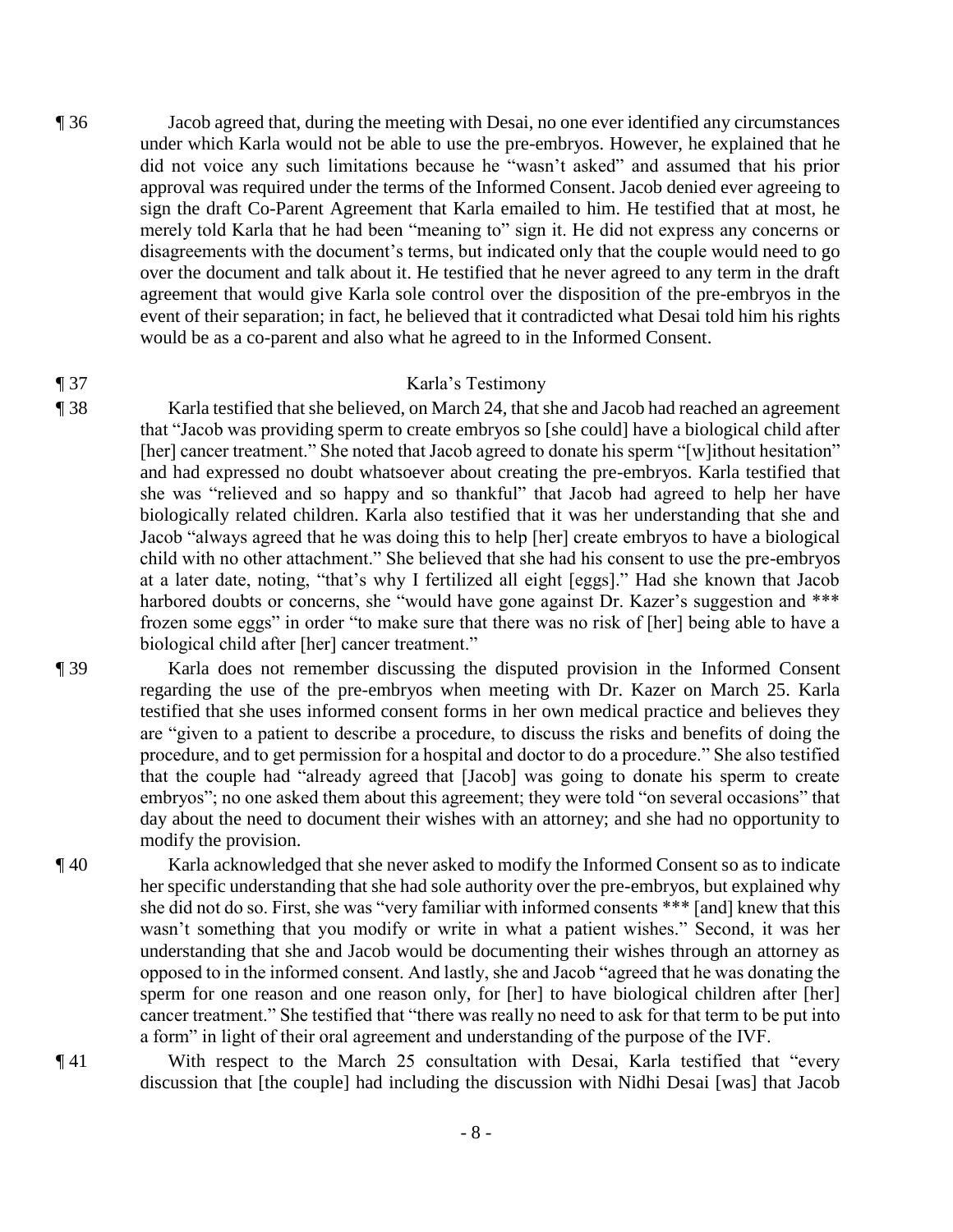¶ 36 Jacob agreed that, during the meeting with Desai, no one ever identified any circumstances under which Karla would not be able to use the pre-embryos. However, he explained that he did not voice any such limitations because he "wasn't asked" and assumed that his prior approval was required under the terms of the Informed Consent. Jacob denied ever agreeing to sign the draft Co-Parent Agreement that Karla emailed to him. He testified that at most, he merely told Karla that he had been "meaning to" sign it. He did not express any concerns or disagreements with the document's terms, but indicated only that the couple would need to go over the document and talk about it. He testified that he never agreed to any term in the draft agreement that would give Karla sole control over the disposition of the pre-embryos in the event of their separation; in fact, he believed that it contradicted what Desai told him his rights would be as a co-parent and also what he agreed to in the Informed Consent.

¶ 37 Karla's Testimony

¶ 38 Karla testified that she believed, on March 24, that she and Jacob had reached an agreement that "Jacob was providing sperm to create embryos so [she could] have a biological child after [her] cancer treatment." She noted that Jacob agreed to donate his sperm "[w]ithout hesitation" and had expressed no doubt whatsoever about creating the pre-embryos. Karla testified that she was "relieved and so happy and so thankful" that Jacob had agreed to help her have biologically related children. Karla also testified that it was her understanding that she and Jacob "always agreed that he was doing this to help [her] create embryos to have a biological child with no other attachment." She believed that she had his consent to use the pre-embryos at a later date, noting, "that's why I fertilized all eight [eggs]." Had she known that Jacob harbored doubts or concerns, she "would have gone against Dr. Kazer's suggestion and *** frozen some eggs" in order "to make sure that there was no risk of [her] being able to have a biological child after [her] cancer treatment."

¶ 39 Karla does not remember discussing the disputed provision in the Informed Consent regarding the use of the pre-embryos when meeting with Dr. Kazer on March 25. Karla testified that she uses informed consent forms in her own medical practice and believes they are "given to a patient to describe a procedure, to discuss the risks and benefits of doing the procedure, and to get permission for a hospital and doctor to do a procedure." She also testified that the couple had "already agreed that [Jacob] was going to donate his sperm to create embryos"; no one asked them about this agreement; they were told "on several occasions" that day about the need to document their wishes with an attorney; and she had no opportunity to modify the provision.

¶ 40 Karla acknowledged that she never asked to modify the Informed Consent so as to indicate her specific understanding that she had sole authority over the pre-embryos, but explained why she did not do so. First, she was "very familiar with informed consents *** [and] knew that this wasn't something that you modify or write in what a patient wishes." Second, it was her understanding that she and Jacob would be documenting their wishes through an attorney as opposed to in the informed consent. And lastly, she and Jacob "agreed that he was donating the sperm for one reason and one reason only, for [her] to have biological children after [her] cancer treatment." She testified that "there was really no need to ask for that term to be put into a form" in light of their oral agreement and understanding of the purpose of the IVF.

¶ 41 With respect to the March 25 consultation with Desai, Karla testified that "every discussion that [the couple] had including the discussion with Nidhi Desai [was] that Jacob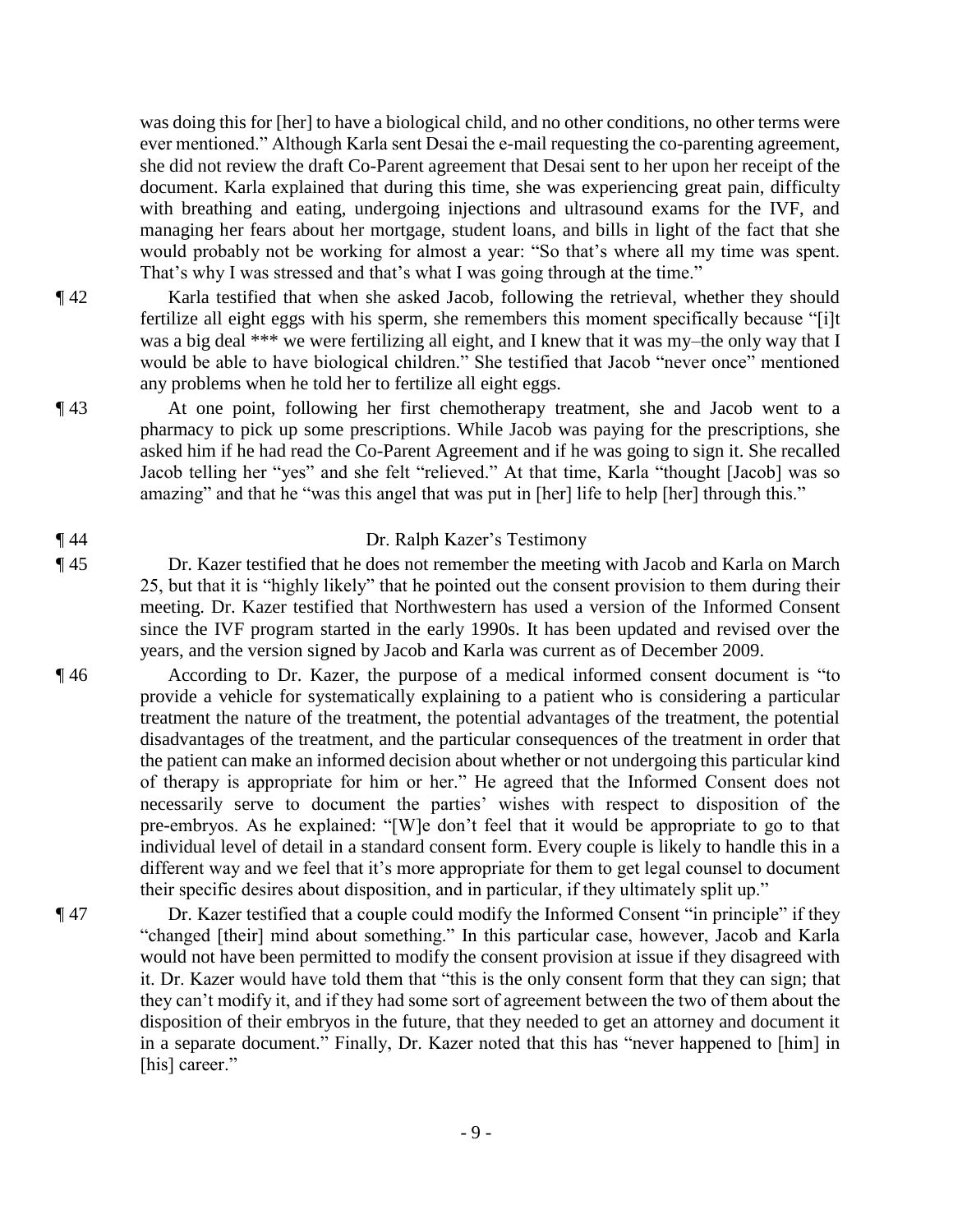was doing this for [her] to have a biological child, and no other conditions, no other terms were ever mentioned." Although Karla sent Desai the e-mail requesting the co-parenting agreement, she did not review the draft Co-Parent agreement that Desai sent to her upon her receipt of the document. Karla explained that during this time, she was experiencing great pain, difficulty with breathing and eating, undergoing injections and ultrasound exams for the IVF, and managing her fears about her mortgage, student loans, and bills in light of the fact that she would probably not be working for almost a year: "So that's where all my time was spent. That's why I was stressed and that's what I was going through at the time."

¶ 42 Karla testified that when she asked Jacob, following the retrieval, whether they should fertilize all eight eggs with his sperm, she remembers this moment specifically because "[i]t was a big deal *** we were fertilizing all eight, and I knew that it was my–the only way that I would be able to have biological children." She testified that Jacob "never once" mentioned any problems when he told her to fertilize all eight eggs.

¶ 43 At one point, following her first chemotherapy treatment, she and Jacob went to a pharmacy to pick up some prescriptions. While Jacob was paying for the prescriptions, she asked him if he had read the Co-Parent Agreement and if he was going to sign it. She recalled Jacob telling her "yes" and she felt "relieved." At that time, Karla "thought [Jacob] was so amazing" and that he "was this angel that was put in [her] life to help [her] through this."

¶ 44 Dr. Ralph Kazer's Testimony

¶ 45 Dr. Kazer testified that he does not remember the meeting with Jacob and Karla on March 25, but that it is "highly likely" that he pointed out the consent provision to them during their meeting. Dr. Kazer testified that Northwestern has used a version of the Informed Consent since the IVF program started in the early 1990s. It has been updated and revised over the years, and the version signed by Jacob and Karla was current as of December 2009.

¶ 46 According to Dr. Kazer, the purpose of a medical informed consent document is "to provide a vehicle for systematically explaining to a patient who is considering a particular treatment the nature of the treatment, the potential advantages of the treatment, the potential disadvantages of the treatment, and the particular consequences of the treatment in order that the patient can make an informed decision about whether or not undergoing this particular kind of therapy is appropriate for him or her." He agreed that the Informed Consent does not necessarily serve to document the parties' wishes with respect to disposition of the pre-embryos. As he explained: "[W]e don't feel that it would be appropriate to go to that individual level of detail in a standard consent form. Every couple is likely to handle this in a different way and we feel that it's more appropriate for them to get legal counsel to document their specific desires about disposition, and in particular, if they ultimately split up."

¶ 47 Dr. Kazer testified that a couple could modify the Informed Consent "in principle" if they "changed [their] mind about something." In this particular case, however, Jacob and Karla would not have been permitted to modify the consent provision at issue if they disagreed with it. Dr. Kazer would have told them that "this is the only consent form that they can sign; that they can't modify it, and if they had some sort of agreement between the two of them about the disposition of their embryos in the future, that they needed to get an attorney and document it in a separate document." Finally, Dr. Kazer noted that this has "never happened to [him] in [his] career."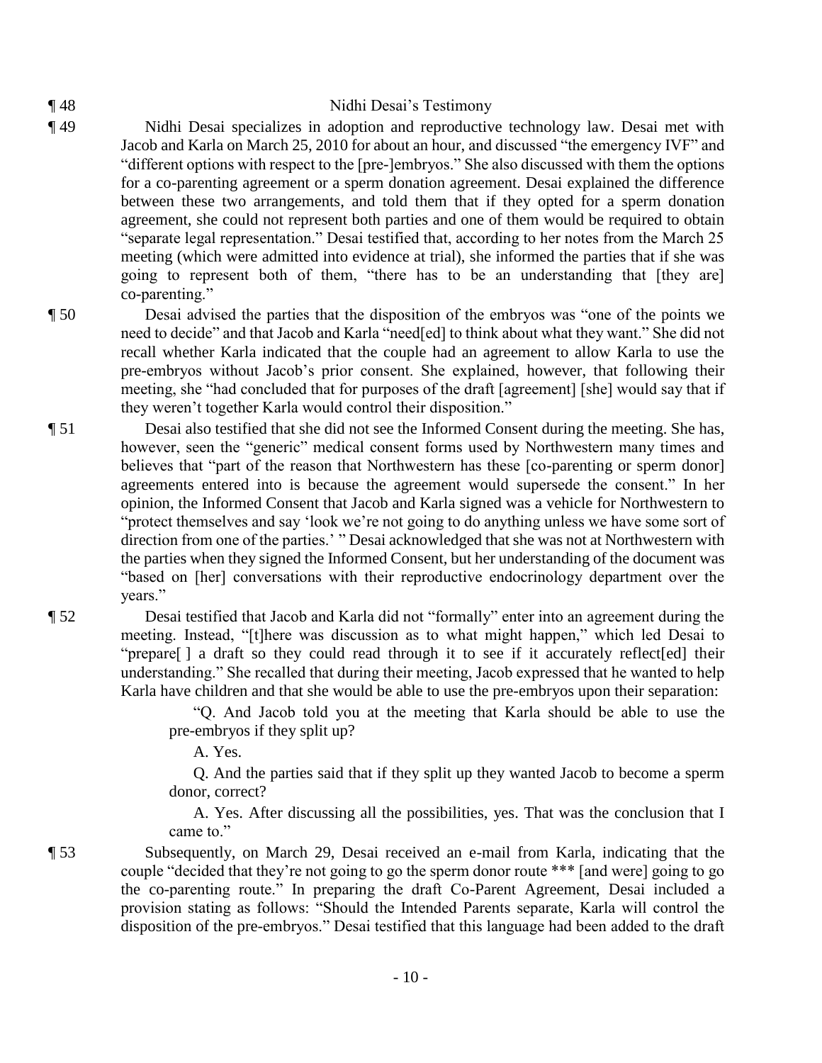¶ 48 Nidhi Desai's Testimony

¶ 49 Nidhi Desai specializes in adoption and reproductive technology law. Desai met with Jacob and Karla on March 25, 2010 for about an hour, and discussed "the emergency IVF" and "different options with respect to the [pre-]embryos." She also discussed with them the options for a co-parenting agreement or a sperm donation agreement. Desai explained the difference between these two arrangements, and told them that if they opted for a sperm donation agreement, she could not represent both parties and one of them would be required to obtain "separate legal representation." Desai testified that, according to her notes from the March 25 meeting (which were admitted into evidence at trial), she informed the parties that if she was going to represent both of them, "there has to be an understanding that [they are] co-parenting."

¶ 50 Desai advised the parties that the disposition of the embryos was "one of the points we need to decide" and that Jacob and Karla "need[ed] to think about what they want." She did not recall whether Karla indicated that the couple had an agreement to allow Karla to use the pre-embryos without Jacob's prior consent. She explained, however, that following their meeting, she "had concluded that for purposes of the draft [agreement] [she] would say that if they weren't together Karla would control their disposition."

¶ 51 Desai also testified that she did not see the Informed Consent during the meeting. She has, however, seen the "generic" medical consent forms used by Northwestern many times and believes that "part of the reason that Northwestern has these [co-parenting or sperm donor] agreements entered into is because the agreement would supersede the consent." In her opinion, the Informed Consent that Jacob and Karla signed was a vehicle for Northwestern to "protect themselves and say 'look we're not going to do anything unless we have some sort of direction from one of the parties.' " Desai acknowledged that she was not at Northwestern with the parties when they signed the Informed Consent, but her understanding of the document was "based on [her] conversations with their reproductive endocrinology department over the years."

¶ 52 Desai testified that Jacob and Karla did not "formally" enter into an agreement during the meeting. Instead, "[t]here was discussion as to what might happen," which led Desai to "prepare[ ] a draft so they could read through it to see if it accurately reflect[ed] their understanding." She recalled that during their meeting, Jacob expressed that he wanted to help Karla have children and that she would be able to use the pre-embryos upon their separation:

> "Q. And Jacob told you at the meeting that Karla should be able to use the pre-embryos if they split up?
>
> A. Yes.
>
> Q. And the parties said that if they split up they wanted Jacob to become a sperm donor, correct?
>
> A. Yes. After discussing all the possibilities, yes. That was the conclusion that I came to."

¶ 53 Subsequently, on March 29, Desai received an e-mail from Karla, indicating that the couple "decided that they're not going to go the sperm donor route *** [and were] going to go the co-parenting route." In preparing the draft Co-Parent Agreement, Desai included a provision stating as follows: "Should the Intended Parents separate, Karla will control the disposition of the pre-embryos." Desai testified that this language had been added to the draft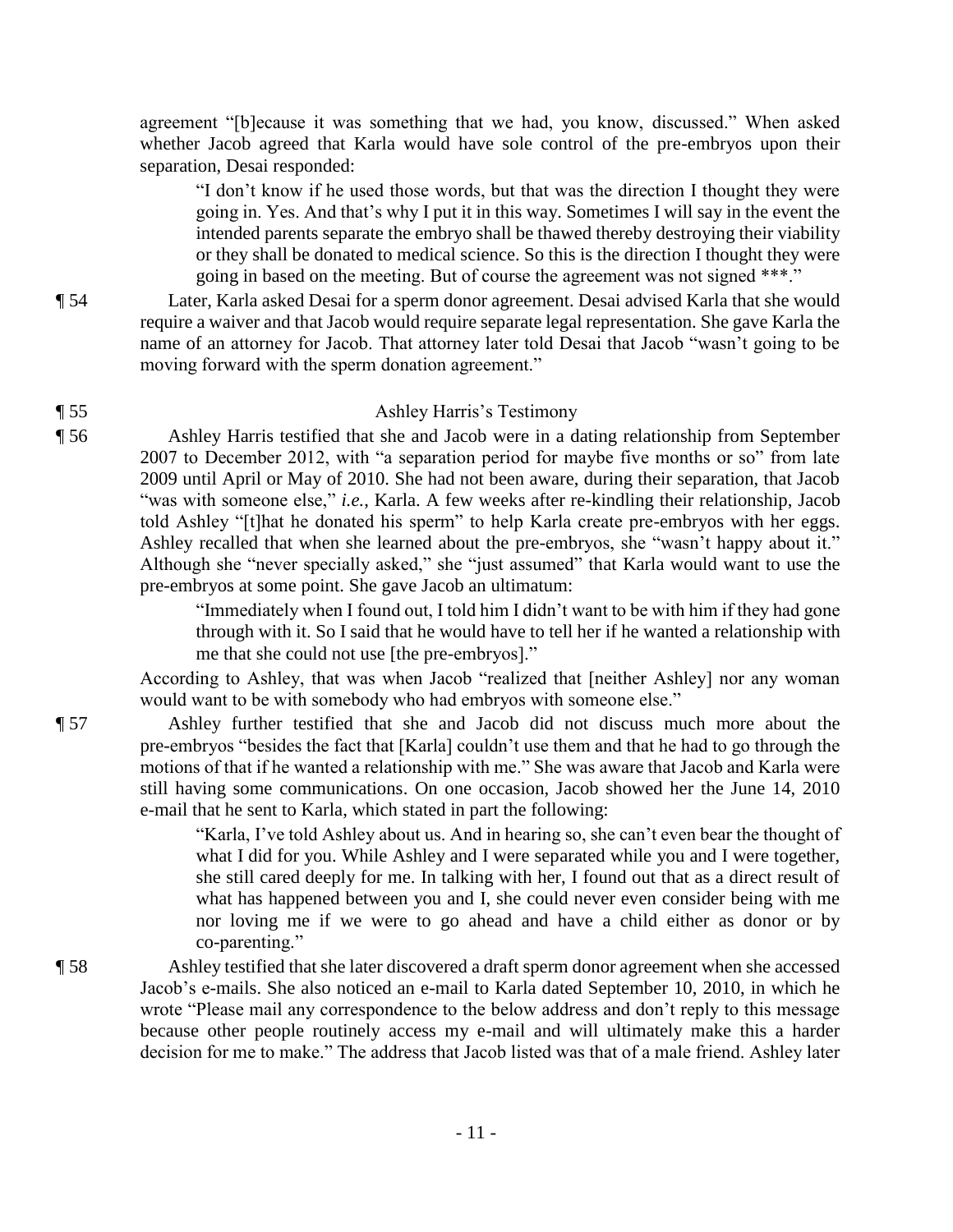agreement "[b]ecause it was something that we had, you know, discussed." When asked whether Jacob agreed that Karla would have sole control of the pre-embryos upon their separation, Desai responded:

> "I don't know if he used those words, but that was the direction I thought they were going in. Yes. And that's why I put it in this way. Sometimes I will say in the event the intended parents separate the embryo shall be thawed thereby destroying their viability or they shall be donated to medical science. So this is the direction I thought they were going in based on the meeting. But of course the agreement was not signed \*\*\*."

¶ 54 Later, Karla asked Desai for a sperm donor agreement. Desai advised Karla that she would require a waiver and that Jacob would require separate legal representation. She gave Karla the name of an attorney for Jacob. That attorney later told Desai that Jacob "wasn't going to be moving forward with the sperm donation agreement."

¶ 55 Ashley Harris's Testimony

¶ 56 Ashley Harris testified that she and Jacob were in a dating relationship from September 2007 to December 2012, with "a separation period for maybe five months or so" from late 2009 until April or May of 2010. She had not been aware, during their separation, that Jacob "was with someone else," *i.e.*, Karla. A few weeks after re-kindling their relationship, Jacob told Ashley "[t]hat he donated his sperm" to help Karla create pre-embryos with her eggs. Ashley recalled that when she learned about the pre-embryos, she "wasn't happy about it." Although she "never specially asked," she "just assumed" that Karla would want to use the pre-embryos at some point. She gave Jacob an ultimatum:

> "Immediately when I found out, I told him I didn't want to be with him if they had gone through with it. So I said that he would have to tell her if he wanted a relationship with me that she could not use [the pre-embryos]."

According to Ashley, that was when Jacob "realized that [neither Ashley] nor any woman would want to be with somebody who had embryos with someone else."

¶ 57 Ashley further testified that she and Jacob did not discuss much more about the pre-embryos "besides the fact that [Karla] couldn't use them and that he had to go through the motions of that if he wanted a relationship with me." She was aware that Jacob and Karla were still having some communications. On one occasion, Jacob showed her the June 14, 2010 e-mail that he sent to Karla, which stated in part the following:

> "Karla, I've told Ashley about us. And in hearing so, she can't even bear the thought of what I did for you. While Ashley and I were separated while you and I were together, she still cared deeply for me. In talking with her, I found out that as a direct result of what has happened between you and I, she could never even consider being with me nor loving me if we were to go ahead and have a child either as donor or by co-parenting."

¶ 58 Ashley testified that she later discovered a draft sperm donor agreement when she accessed Jacob's e-mails. She also noticed an e-mail to Karla dated September 10, 2010, in which he wrote "Please mail any correspondence to the below address and don't reply to this message because other people routinely access my e-mail and will ultimately make this a harder decision for me to make." The address that Jacob listed was that of a male friend. Ashley later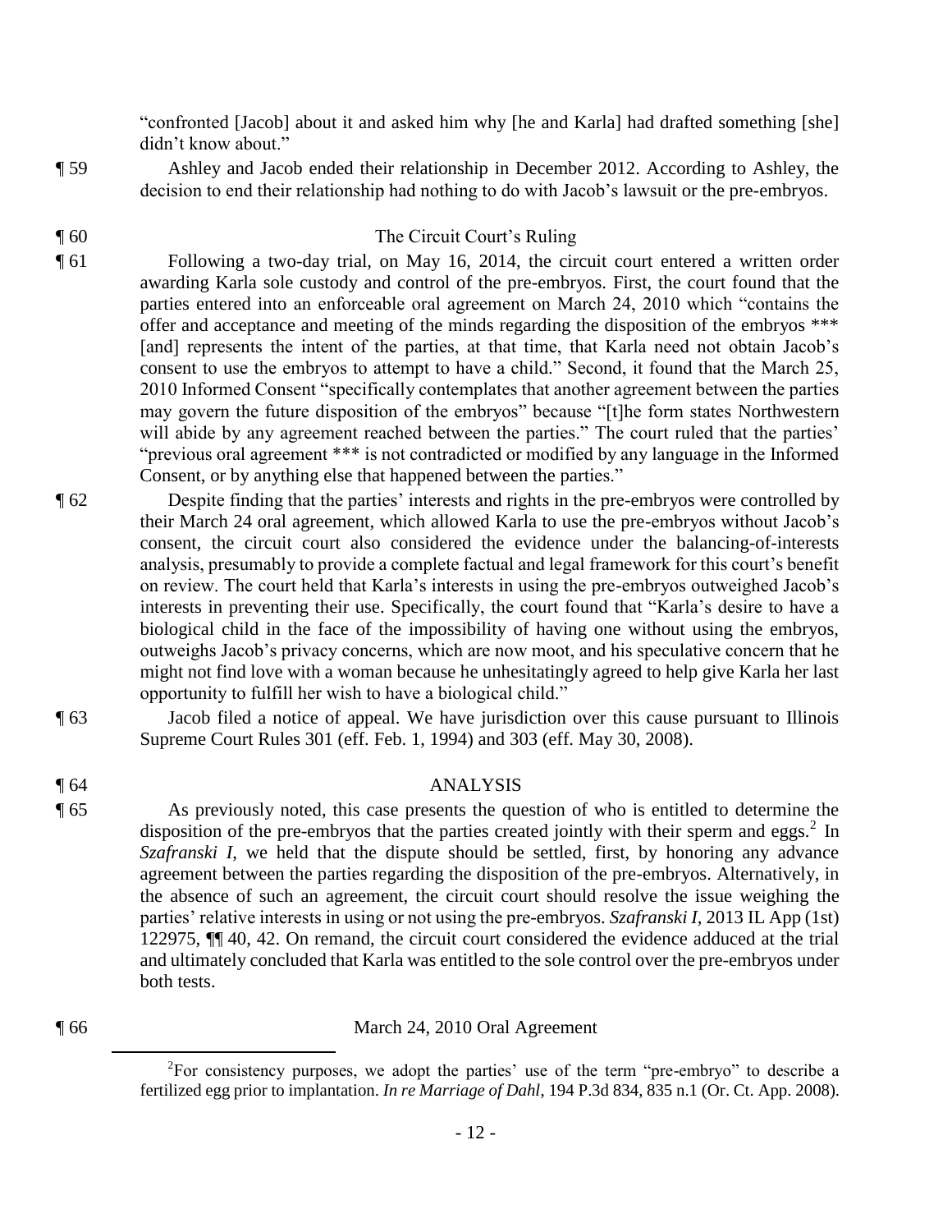"confronted [Jacob] about it and asked him why [he and Karla] had drafted something [she] didn't know about."

¶ 59 Ashley and Jacob ended their relationship in December 2012. According to Ashley, the decision to end their relationship had nothing to do with Jacob's lawsuit or the pre-embryos.

¶ 60 The Circuit Court's Ruling

¶ 61 Following a two-day trial, on May 16, 2014, the circuit court entered a written order awarding Karla sole custody and control of the pre-embryos. First, the court found that the parties entered into an enforceable oral agreement on March 24, 2010 which "contains the offer and acceptance and meeting of the minds regarding the disposition of the embryos *** [and] represents the intent of the parties, at that time, that Karla need not obtain Jacob's consent to use the embryos to attempt to have a child." Second, it found that the March 25, 2010 Informed Consent "specifically contemplates that another agreement between the parties may govern the future disposition of the embryos" because "[t]he form states Northwestern will abide by any agreement reached between the parties." The court ruled that the parties' "previous oral agreement *** is not contradicted or modified by any language in the Informed Consent, or by anything else that happened between the parties."

¶ 62 Despite finding that the parties' interests and rights in the pre-embryos were controlled by their March 24 oral agreement, which allowed Karla to use the pre-embryos without Jacob's consent, the circuit court also considered the evidence under the balancing-of-interests analysis, presumably to provide a complete factual and legal framework for this court's benefit on review. The court held that Karla's interests in using the pre-embryos outweighed Jacob's interests in preventing their use. Specifically, the court found that "Karla's desire to have a biological child in the face of the impossibility of having one without using the embryos, outweighs Jacob's privacy concerns, which are now moot, and his speculative concern that he might not find love with a woman because he unhesitatingly agreed to help give Karla her last opportunity to fulfill her wish to have a biological child."

¶ 63 Jacob filed a notice of appeal. We have jurisdiction over this cause pursuant to Illinois Supreme Court Rules 301 (eff. Feb. 1, 1994) and 303 (eff. May 30, 2008).

¶ 64 ANALYSIS

¶ 65 As previously noted, this case presents the question of who is entitled to determine the disposition of the pre-embryos that the parties created jointly with their sperm and eggs.[2] In *Szafranski I*, we held that the dispute should be settled, first, by honoring any advance agreement between the parties regarding the disposition of the pre-embryos. Alternatively, in the absence of such an agreement, the circuit court should resolve the issue weighing the parties' relative interests in using or not using the pre-embryos. *Szafranski I*, 2013 IL App (1st) 122975, ¶¶ 40, 42. On remand, the circuit court considered the evidence adduced at the trial and ultimately concluded that Karla was entitled to the sole control over the pre-embryos under both tests.

¶ 66 March 24, 2010 Oral Agreement

[2] For consistency purposes, we adopt the parties' use of the term "pre-embryo" to describe a fertilized egg prior to implantation. *In re Marriage of Dahl*, 194 P.3d 834, 835 n.1 (Or. Ct. App. 2008).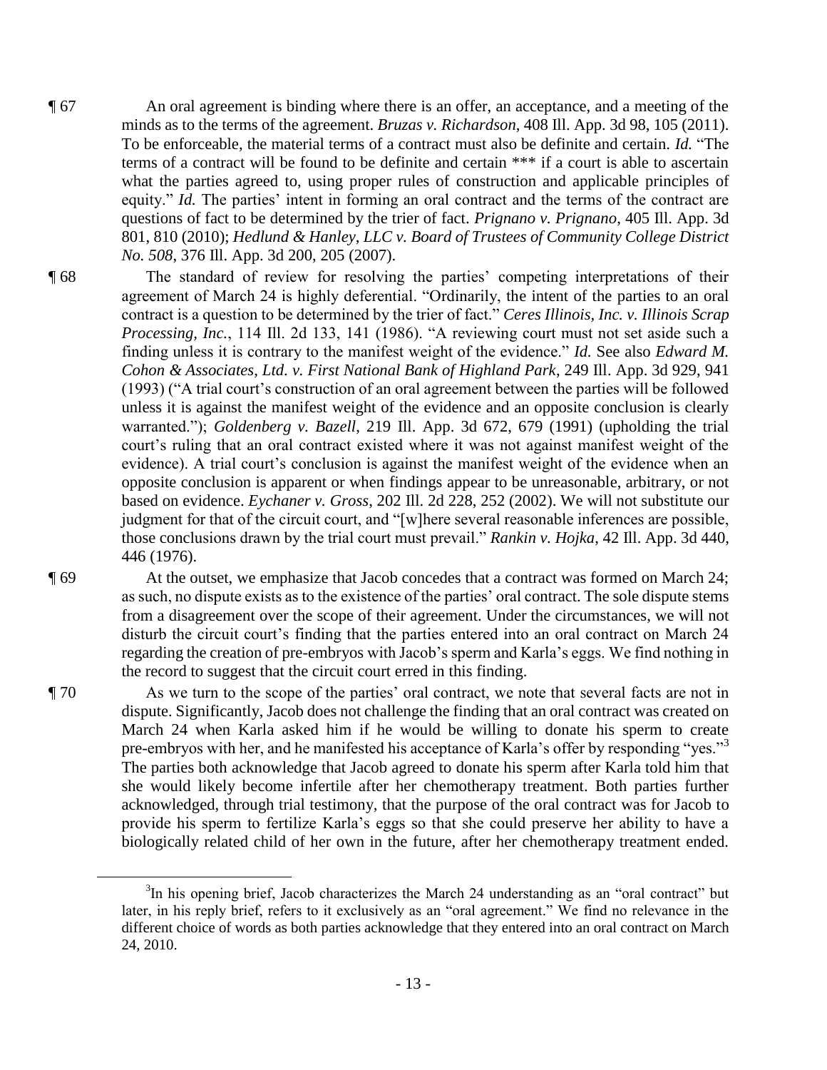¶ 67 An oral agreement is binding where there is an offer, an acceptance, and a meeting of the minds as to the terms of the agreement. *Bruzas v. Richardson*, 408 Ill. App. 3d 98, 105 (2011). To be enforceable, the material terms of a contract must also be definite and certain. *Id.* "The terms of a contract will be found to be definite and certain *** if a court is able to ascertain what the parties agreed to, using proper rules of construction and applicable principles of equity." *Id.* The parties' intent in forming an oral contract and the terms of the contract are questions of fact to be determined by the trier of fact. *Prignano v. Prignano*, 405 Ill. App. 3d 801, 810 (2010); *Hedlund & Hanley, LLC v. Board of Trustees of Community College District No. 508*, 376 Ill. App. 3d 200, 205 (2007).

¶ 68 The standard of review for resolving the parties' competing interpretations of their agreement of March 24 is highly deferential. "Ordinarily, the intent of the parties to an oral contract is a question to be determined by the trier of fact." *Ceres Illinois, Inc. v. Illinois Scrap Processing, Inc.*, 114 Ill. 2d 133, 141 (1986). "A reviewing court must not set aside such a finding unless it is contrary to the manifest weight of the evidence." *Id.* See also *Edward M. Cohon & Associates, Ltd. v. First National Bank of Highland Park*, 249 Ill. App. 3d 929, 941 (1993) ("A trial court's construction of an oral agreement between the parties will be followed unless it is against the manifest weight of the evidence and an opposite conclusion is clearly warranted."); *Goldenberg v. Bazell*, 219 Ill. App. 3d 672, 679 (1991) (upholding the trial court's ruling that an oral contract existed where it was not against manifest weight of the evidence). A trial court's conclusion is against the manifest weight of the evidence when an opposite conclusion is apparent or when findings appear to be unreasonable, arbitrary, or not based on evidence. *Eychaner v. Gross*, 202 Ill. 2d 228, 252 (2002). We will not substitute our judgment for that of the circuit court, and "[w]here several reasonable inferences are possible, those conclusions drawn by the trial court must prevail." *Rankin v. Hojka*, 42 Ill. App. 3d 440, 446 (1976).

¶ 69 At the outset, we emphasize that Jacob concedes that a contract was formed on March 24; as such, no dispute exists as to the existence of the parties' oral contract. The sole dispute stems from a disagreement over the scope of their agreement. Under the circumstances, we will not disturb the circuit court's finding that the parties entered into an oral contract on March 24 regarding the creation of pre-embryos with Jacob's sperm and Karla's eggs. We find nothing in the record to suggest that the circuit court erred in this finding.

¶ 70 As we turn to the scope of the parties' oral contract, we note that several facts are not in dispute. Significantly, Jacob does not challenge the finding that an oral contract was created on March 24 when Karla asked him if he would be willing to donate his sperm to create pre-embryos with her, and he manifested his acceptance of Karla's offer by responding "yes."[3] The parties both acknowledge that Jacob agreed to donate his sperm after Karla told him that she would likely become infertile after her chemotherapy treatment. Both parties further acknowledged, through trial testimony, that the purpose of the oral contract was for Jacob to provide his sperm to fertilize Karla's eggs so that she could preserve her ability to have a biologically related child of her own in the future, after her chemotherapy treatment ended.

[3] In his opening brief, Jacob characterizes the March 24 understanding as an "oral contract" but later, in his reply brief, refers to it exclusively as an "oral agreement." We find no relevance in the different choice of words as both parties acknowledge that they entered into an oral contract on March 24, 2010.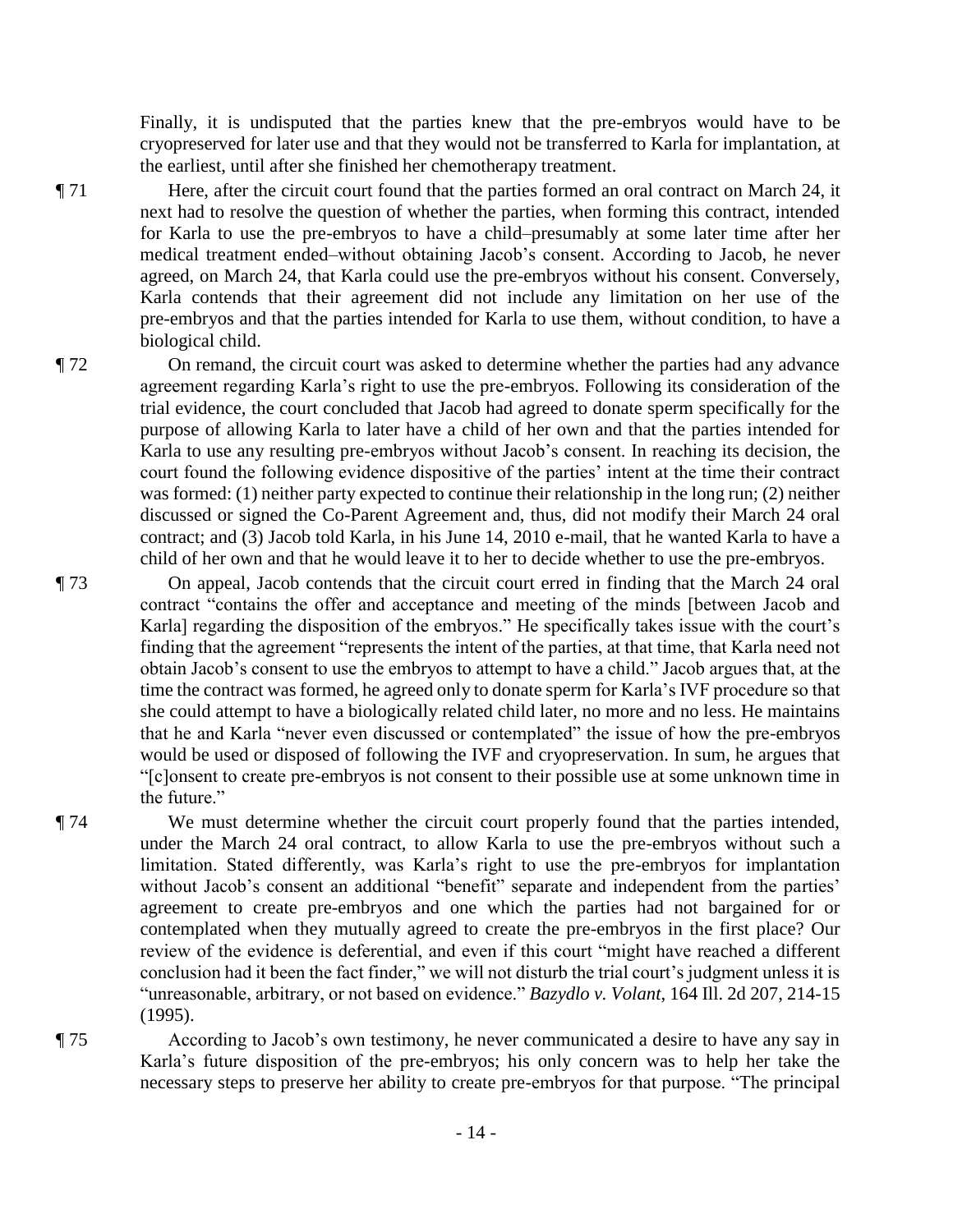Finally, it is undisputed that the parties knew that the pre-embryos would have to be cryopreserved for later use and that they would not be transferred to Karla for implantation, at the earliest, until after she finished her chemotherapy treatment.

¶ 71 Here, after the circuit court found that the parties formed an oral contract on March 24, it next had to resolve the question of whether the parties, when forming this contract, intended for Karla to use the pre-embryos to have a child–presumably at some later time after her medical treatment ended–without obtaining Jacob's consent. According to Jacob, he never agreed, on March 24, that Karla could use the pre-embryos without his consent. Conversely, Karla contends that their agreement did not include any limitation on her use of the pre-embryos and that the parties intended for Karla to use them, without condition, to have a biological child.

¶ 72 On remand, the circuit court was asked to determine whether the parties had any advance agreement regarding Karla's right to use the pre-embryos. Following its consideration of the trial evidence, the court concluded that Jacob had agreed to donate sperm specifically for the purpose of allowing Karla to later have a child of her own and that the parties intended for Karla to use any resulting pre-embryos without Jacob's consent. In reaching its decision, the court found the following evidence dispositive of the parties' intent at the time their contract was formed: (1) neither party expected to continue their relationship in the long run; (2) neither discussed or signed the Co-Parent Agreement and, thus, did not modify their March 24 oral contract; and (3) Jacob told Karla, in his June 14, 2010 e-mail, that he wanted Karla to have a child of her own and that he would leave it to her to decide whether to use the pre-embryos.

¶ 73 On appeal, Jacob contends that the circuit court erred in finding that the March 24 oral contract "contains the offer and acceptance and meeting of the minds [between Jacob and Karla] regarding the disposition of the embryos." He specifically takes issue with the court's finding that the agreement "represents the intent of the parties, at that time, that Karla need not obtain Jacob's consent to use the embryos to attempt to have a child." Jacob argues that, at the time the contract was formed, he agreed only to donate sperm for Karla's IVF procedure so that she could attempt to have a biologically related child later, no more and no less. He maintains that he and Karla "never even discussed or contemplated" the issue of how the pre-embryos would be used or disposed of following the IVF and cryopreservation. In sum, he argues that "[c]onsent to create pre-embryos is not consent to their possible use at some unknown time in the future."

¶ 74 We must determine whether the circuit court properly found that the parties intended, under the March 24 oral contract, to allow Karla to use the pre-embryos without such a limitation. Stated differently, was Karla's right to use the pre-embryos for implantation without Jacob's consent an additional "benefit" separate and independent from the parties' agreement to create pre-embryos and one which the parties had not bargained for or contemplated when they mutually agreed to create the pre-embryos in the first place? Our review of the evidence is deferential, and even if this court "might have reached a different conclusion had it been the fact finder," we will not disturb the trial court's judgment unless it is "unreasonable, arbitrary, or not based on evidence." *Bazydlo v. Volant*, 164 Ill. 2d 207, 214-15 (1995).

¶ 75 According to Jacob's own testimony, he never communicated a desire to have any say in Karla's future disposition of the pre-embryos; his only concern was to help her take the necessary steps to preserve her ability to create pre-embryos for that purpose. "The principal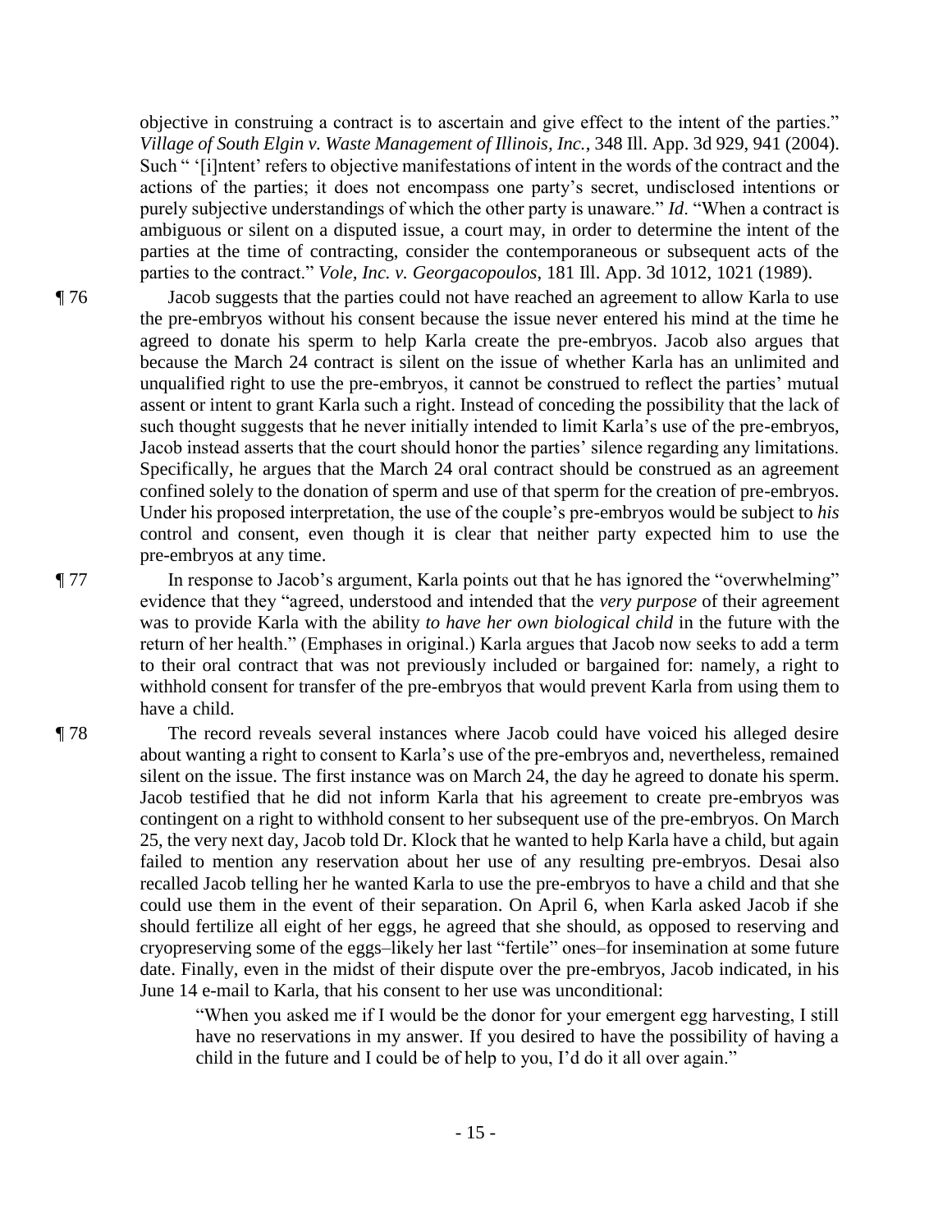objective in construing a contract is to ascertain and give effect to the intent of the parties." *Village of South Elgin v. Waste Management of Illinois, Inc.*, 348 Ill. App. 3d 929, 941 (2004). Such " '[i]ntent' refers to objective manifestations of intent in the words of the contract and the actions of the parties; it does not encompass one party's secret, undisclosed intentions or purely subjective understandings of which the other party is unaware." *Id*. "When a contract is ambiguous or silent on a disputed issue, a court may, in order to determine the intent of the parties at the time of contracting, consider the contemporaneous or subsequent acts of the parties to the contract." *Vole, Inc. v. Georgacopoulos*, 181 Ill. App. 3d 1012, 1021 (1989).

¶ 76 Jacob suggests that the parties could not have reached an agreement to allow Karla to use the pre-embryos without his consent because the issue never entered his mind at the time he agreed to donate his sperm to help Karla create the pre-embryos. Jacob also argues that because the March 24 contract is silent on the issue of whether Karla has an unlimited and unqualified right to use the pre-embryos, it cannot be construed to reflect the parties' mutual assent or intent to grant Karla such a right. Instead of conceding the possibility that the lack of such thought suggests that he never initially intended to limit Karla's use of the pre-embryos, Jacob instead asserts that the court should honor the parties' silence regarding any limitations. Specifically, he argues that the March 24 oral contract should be construed as an agreement confined solely to the donation of sperm and use of that sperm for the creation of pre-embryos. Under his proposed interpretation, the use of the couple's pre-embryos would be subject to *his* control and consent, even though it is clear that neither party expected him to use the pre-embryos at any time.

¶ 77 In response to Jacob's argument, Karla points out that he has ignored the "overwhelming" evidence that they "agreed, understood and intended that the *very purpose* of their agreement was to provide Karla with the ability *to have her own biological child* in the future with the return of her health." (Emphases in original.) Karla argues that Jacob now seeks to add a term to their oral contract that was not previously included or bargained for: namely, a right to withhold consent for transfer of the pre-embryos that would prevent Karla from using them to have a child.

¶ 78 The record reveals several instances where Jacob could have voiced his alleged desire about wanting a right to consent to Karla's use of the pre-embryos and, nevertheless, remained silent on the issue. The first instance was on March 24, the day he agreed to donate his sperm. Jacob testified that he did not inform Karla that his agreement to create pre-embryos was contingent on a right to withhold consent to her subsequent use of the pre-embryos. On March 25, the very next day, Jacob told Dr. Klock that he wanted to help Karla have a child, but again failed to mention any reservation about her use of any resulting pre-embryos. Desai also recalled Jacob telling her he wanted Karla to use the pre-embryos to have a child and that she could use them in the event of their separation. On April 6, when Karla asked Jacob if she should fertilize all eight of her eggs, he agreed that she should, as opposed to reserving and cryopreserving some of the eggs–likely her last "fertile" ones–for insemination at some future date. Finally, even in the midst of their dispute over the pre-embryos, Jacob indicated, in his June 14 e-mail to Karla, that his consent to her use was unconditional:

> "When you asked me if I would be the donor for your emergent egg harvesting, I still have no reservations in my answer. If you desired to have the possibility of having a child in the future and I could be of help to you, I'd do it all over again."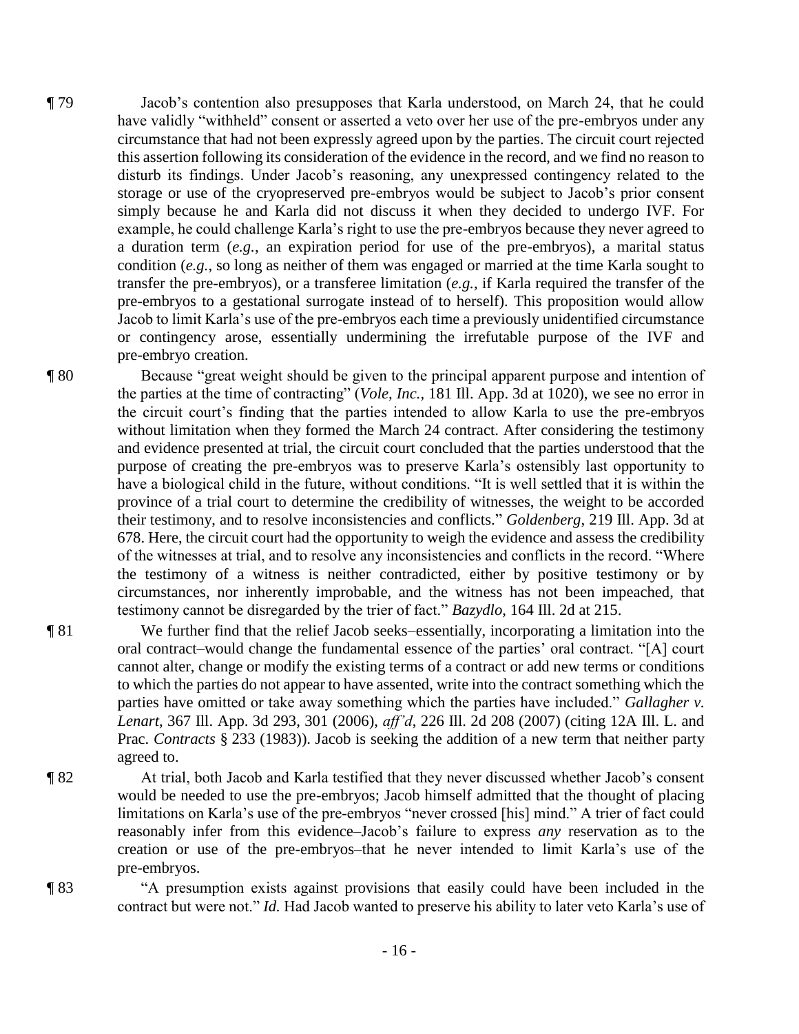¶ 79 Jacob's contention also presupposes that Karla understood, on March 24, that he could have validly "withheld" consent or asserted a veto over her use of the pre-embryos under any circumstance that had not been expressly agreed upon by the parties. The circuit court rejected this assertion following its consideration of the evidence in the record, and we find no reason to disturb its findings. Under Jacob's reasoning, any unexpressed contingency related to the storage or use of the cryopreserved pre-embryos would be subject to Jacob's prior consent simply because he and Karla did not discuss it when they decided to undergo IVF. For example, he could challenge Karla's right to use the pre-embryos because they never agreed to a duration term (*e.g.*, an expiration period for use of the pre-embryos), a marital status condition (*e.g.*, so long as neither of them was engaged or married at the time Karla sought to transfer the pre-embryos), or a transferee limitation (*e.g.*, if Karla required the transfer of the pre-embryos to a gestational surrogate instead of to herself). This proposition would allow Jacob to limit Karla's use of the pre-embryos each time a previously unidentified circumstance or contingency arose, essentially undermining the irrefutable purpose of the IVF and pre-embryo creation.

¶ 80 Because "great weight should be given to the principal apparent purpose and intention of the parties at the time of contracting" (*Vole, Inc.*, 181 Ill. App. 3d at 1020), we see no error in the circuit court's finding that the parties intended to allow Karla to use the pre-embryos without limitation when they formed the March 24 contract. After considering the testimony and evidence presented at trial, the circuit court concluded that the parties understood that the purpose of creating the pre-embryos was to preserve Karla's ostensibly last opportunity to have a biological child in the future, without conditions. "It is well settled that it is within the province of a trial court to determine the credibility of witnesses, the weight to be accorded their testimony, and to resolve inconsistencies and conflicts." *Goldenberg*, 219 Ill. App. 3d at 678. Here, the circuit court had the opportunity to weigh the evidence and assess the credibility of the witnesses at trial, and to resolve any inconsistencies and conflicts in the record. "Where the testimony of a witness is neither contradicted, either by positive testimony or by circumstances, nor inherently improbable, and the witness has not been impeached, that testimony cannot be disregarded by the trier of fact." *Bazydlo*, 164 Ill. 2d at 215.

¶ 81 We further find that the relief Jacob seeks–essentially, incorporating a limitation into the oral contract–would change the fundamental essence of the parties' oral contract. "[A] court cannot alter, change or modify the existing terms of a contract or add new terms or conditions to which the parties do not appear to have assented, write into the contract something which the parties have omitted or take away something which the parties have included." *Gallagher v. Lenart*, 367 Ill. App. 3d 293, 301 (2006), *aff'd*, 226 Ill. 2d 208 (2007) (citing 12A Ill. L. and Prac. *Contracts* § 233 (1983)). Jacob is seeking the addition of a new term that neither party agreed to.

¶ 82 At trial, both Jacob and Karla testified that they never discussed whether Jacob's consent would be needed to use the pre-embryos; Jacob himself admitted that the thought of placing limitations on Karla's use of the pre-embryos "never crossed [his] mind." A trier of fact could reasonably infer from this evidence–Jacob's failure to express *any* reservation as to the creation or use of the pre-embryos–that he never intended to limit Karla's use of the pre-embryos.

¶ 83 "A presumption exists against provisions that easily could have been included in the contract but were not." *Id.* Had Jacob wanted to preserve his ability to later veto Karla's use of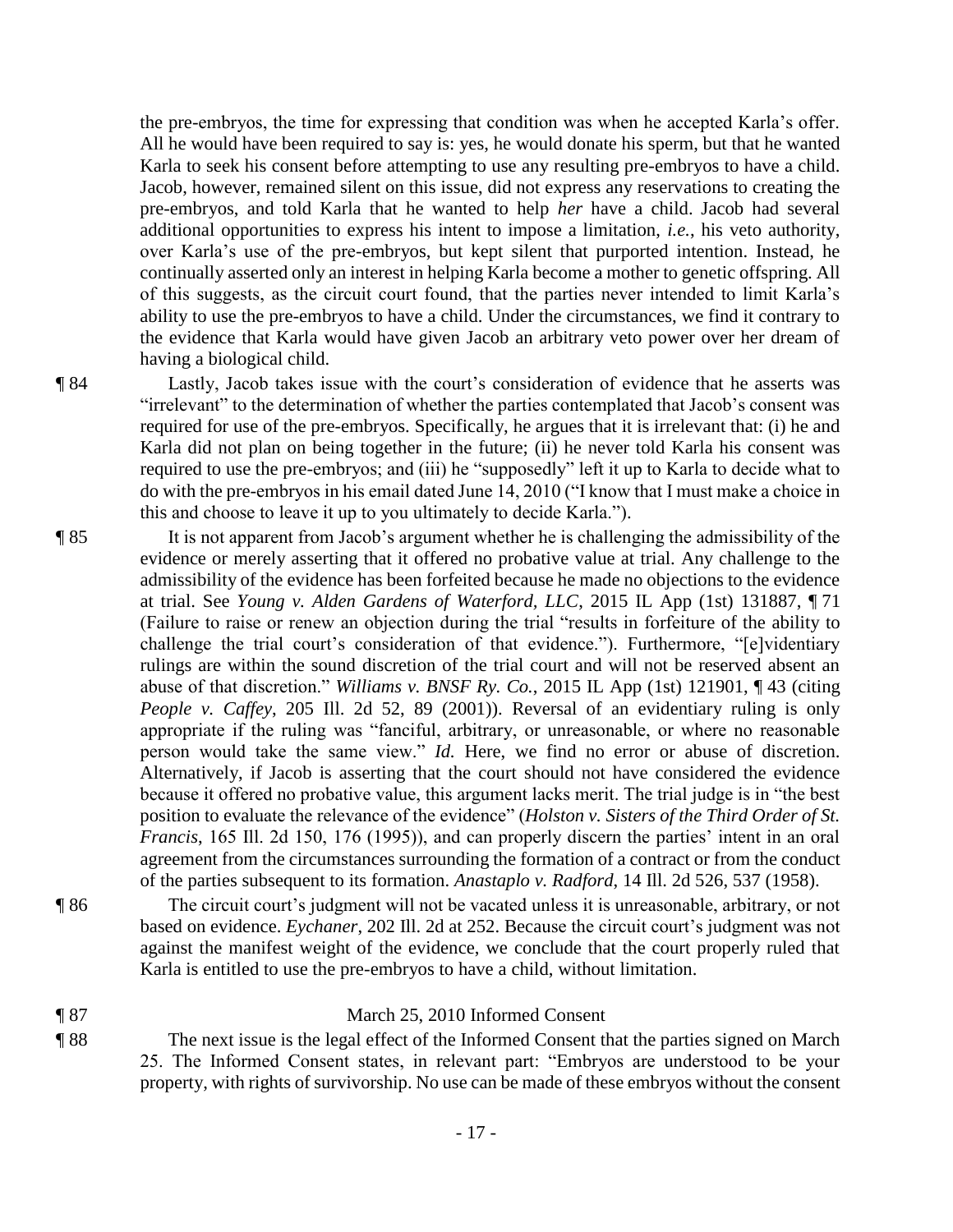the pre-embryos, the time for expressing that condition was when he accepted Karla's offer. All he would have been required to say is: yes, he would donate his sperm, but that he wanted Karla to seek his consent before attempting to use any resulting pre-embryos to have a child. Jacob, however, remained silent on this issue, did not express any reservations to creating the pre-embryos, and told Karla that he wanted to help *her* have a child. Jacob had several additional opportunities to express his intent to impose a limitation, *i.e.*, his veto authority, over Karla's use of the pre-embryos, but kept silent that purported intention. Instead, he continually asserted only an interest in helping Karla become a mother to genetic offspring. All of this suggests, as the circuit court found, that the parties never intended to limit Karla's ability to use the pre-embryos to have a child. Under the circumstances, we find it contrary to the evidence that Karla would have given Jacob an arbitrary veto power over her dream of having a biological child.

¶ 84 Lastly, Jacob takes issue with the court's consideration of evidence that he asserts was "irrelevant" to the determination of whether the parties contemplated that Jacob's consent was required for use of the pre-embryos. Specifically, he argues that it is irrelevant that: (i) he and Karla did not plan on being together in the future; (ii) he never told Karla his consent was required to use the pre-embryos; and (iii) he "supposedly" left it up to Karla to decide what to do with the pre-embryos in his email dated June 14, 2010 ("I know that I must make a choice in this and choose to leave it up to you ultimately to decide Karla.").

¶ 85 It is not apparent from Jacob's argument whether he is challenging the admissibility of the evidence or merely asserting that it offered no probative value at trial. Any challenge to the admissibility of the evidence has been forfeited because he made no objections to the evidence at trial. See *Young v. Alden Gardens of Waterford, LLC*, 2015 IL App (1st) 131887, ¶ 71 (Failure to raise or renew an objection during the trial "results in forfeiture of the ability to challenge the trial court's consideration of that evidence."). Furthermore, "[e]videntiary rulings are within the sound discretion of the trial court and will not be reserved absent an abuse of that discretion." *Williams v. BNSF Ry. Co.*, 2015 IL App (1st) 121901, ¶ 43 (citing *People v. Caffey*, 205 Ill. 2d 52, 89 (2001)). Reversal of an evidentiary ruling is only appropriate if the ruling was "fanciful, arbitrary, or unreasonable, or where no reasonable person would take the same view." *Id.* Here, we find no error or abuse of discretion. Alternatively, if Jacob is asserting that the court should not have considered the evidence because it offered no probative value, this argument lacks merit. The trial judge is in "the best position to evaluate the relevance of the evidence" (*Holston v. Sisters of the Third Order of St. Francis*, 165 Ill. 2d 150, 176 (1995)), and can properly discern the parties' intent in an oral agreement from the circumstances surrounding the formation of a contract or from the conduct of the parties subsequent to its formation. *Anastaplo v. Radford*, 14 Ill. 2d 526, 537 (1958).

¶ 86 The circuit court's judgment will not be vacated unless it is unreasonable, arbitrary, or not based on evidence. *Eychaner*, 202 Ill. 2d at 252. Because the circuit court's judgment was not against the manifest weight of the evidence, we conclude that the court properly ruled that Karla is entitled to use the pre-embryos to have a child, without limitation.

¶ 87 March 25, 2010 Informed Consent

¶ 88 The next issue is the legal effect of the Informed Consent that the parties signed on March 25. The Informed Consent states, in relevant part: "Embryos are understood to be your property, with rights of survivorship. No use can be made of these embryos without the consent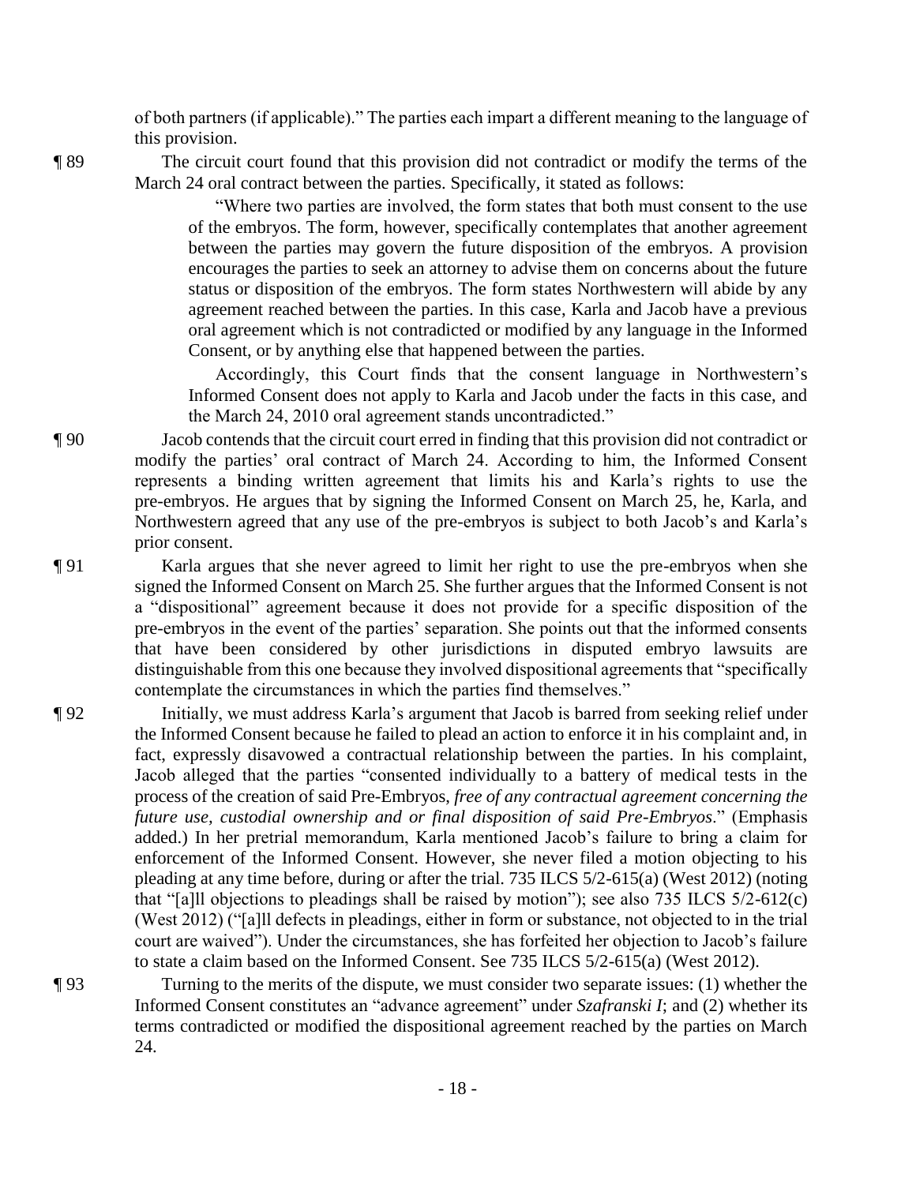of both partners (if applicable)." The parties each impart a different meaning to the language of this provision.

¶ 89 The circuit court found that this provision did not contradict or modify the terms of the March 24 oral contract between the parties. Specifically, it stated as follows:

> "Where two parties are involved, the form states that both must consent to the use of the embryos. The form, however, specifically contemplates that another agreement between the parties may govern the future disposition of the embryos. A provision encourages the parties to seek an attorney to advise them on concerns about the future status or disposition of the embryos. The form states Northwestern will abide by any agreement reached between the parties. In this case, Karla and Jacob have a previous oral agreement which is not contradicted or modified by any language in the Informed Consent, or by anything else that happened between the parties.
>
> Accordingly, this Court finds that the consent language in Northwestern's Informed Consent does not apply to Karla and Jacob under the facts in this case, and the March 24, 2010 oral agreement stands uncontradicted."

¶ 90 Jacob contends that the circuit court erred in finding that this provision did not contradict or modify the parties' oral contract of March 24. According to him, the Informed Consent represents a binding written agreement that limits his and Karla's rights to use the pre-embryos. He argues that by signing the Informed Consent on March 25, he, Karla, and Northwestern agreed that any use of the pre-embryos is subject to both Jacob's and Karla's prior consent.

¶ 91 Karla argues that she never agreed to limit her right to use the pre-embryos when she signed the Informed Consent on March 25. She further argues that the Informed Consent is not a "dispositional" agreement because it does not provide for a specific disposition of the pre-embryos in the event of the parties' separation. She points out that the informed consents that have been considered by other jurisdictions in disputed embryo lawsuits are distinguishable from this one because they involved dispositional agreements that "specifically contemplate the circumstances in which the parties find themselves."

¶ 92 Initially, we must address Karla's argument that Jacob is barred from seeking relief under the Informed Consent because he failed to plead an action to enforce it in his complaint and, in fact, expressly disavowed a contractual relationship between the parties. In his complaint, Jacob alleged that the parties "consented individually to a battery of medical tests in the process of the creation of said Pre-Embryos, *free of any contractual agreement concerning the future use, custodial ownership and or final disposition of said Pre-Embryos*." (Emphasis added.) In her pretrial memorandum, Karla mentioned Jacob's failure to bring a claim for enforcement of the Informed Consent. However, she never filed a motion objecting to his pleading at any time before, during or after the trial. 735 ILCS 5/2-615(a) (West 2012) (noting that "[a]ll objections to pleadings shall be raised by motion"); see also 735 ILCS 5/2-612(c) (West 2012) ("[a]ll defects in pleadings, either in form or substance, not objected to in the trial court are waived"). Under the circumstances, she has forfeited her objection to Jacob's failure to state a claim based on the Informed Consent. See 735 ILCS 5/2-615(a) (West 2012).

¶ 93 Turning to the merits of the dispute, we must consider two separate issues: (1) whether the Informed Consent constitutes an "advance agreement" under *Szafranski I*; and (2) whether its terms contradicted or modified the dispositional agreement reached by the parties on March 24.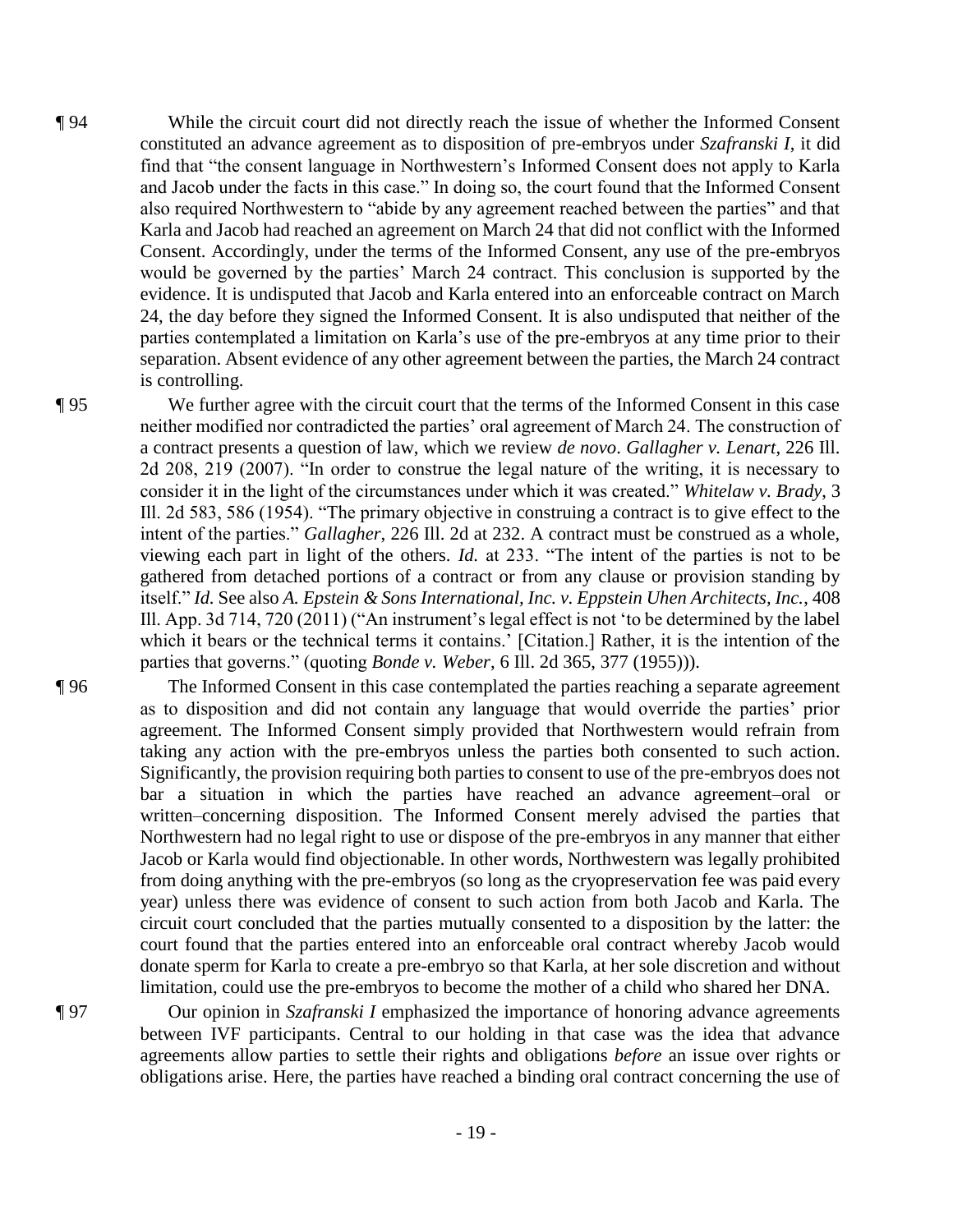¶ 94 While the circuit court did not directly reach the issue of whether the Informed Consent constituted an advance agreement as to disposition of pre-embryos under *Szafranski I*, it did find that "the consent language in Northwestern's Informed Consent does not apply to Karla and Jacob under the facts in this case." In doing so, the court found that the Informed Consent also required Northwestern to "abide by any agreement reached between the parties" and that Karla and Jacob had reached an agreement on March 24 that did not conflict with the Informed Consent. Accordingly, under the terms of the Informed Consent, any use of the pre-embryos would be governed by the parties' March 24 contract. This conclusion is supported by the evidence. It is undisputed that Jacob and Karla entered into an enforceable contract on March 24, the day before they signed the Informed Consent. It is also undisputed that neither of the parties contemplated a limitation on Karla's use of the pre-embryos at any time prior to their separation. Absent evidence of any other agreement between the parties, the March 24 contract is controlling.

¶ 95 We further agree with the circuit court that the terms of the Informed Consent in this case neither modified nor contradicted the parties' oral agreement of March 24. The construction of a contract presents a question of law, which we review *de novo*. *Gallagher v. Lenart*, 226 Ill. 2d 208, 219 (2007). "In order to construe the legal nature of the writing, it is necessary to consider it in the light of the circumstances under which it was created." *Whitelaw v. Brady*, 3 Ill. 2d 583, 586 (1954). "The primary objective in construing a contract is to give effect to the intent of the parties." *Gallagher*, 226 Ill. 2d at 232. A contract must be construed as a whole, viewing each part in light of the others. *Id.* at 233. "The intent of the parties is not to be gathered from detached portions of a contract or from any clause or provision standing by itself." *Id.* See also *A. Epstein & Sons International, Inc. v. Eppstein Uhen Architects, Inc.*, 408 Ill. App. 3d 714, 720 (2011) ("An instrument's legal effect is not 'to be determined by the label which it bears or the technical terms it contains.' [Citation.] Rather, it is the intention of the parties that governs." (quoting *Bonde v. Weber*, 6 Ill. 2d 365, 377 (1955))).

¶ 96 The Informed Consent in this case contemplated the parties reaching a separate agreement as to disposition and did not contain any language that would override the parties' prior agreement. The Informed Consent simply provided that Northwestern would refrain from taking any action with the pre-embryos unless the parties both consented to such action. Significantly, the provision requiring both parties to consent to use of the pre-embryos does not bar a situation in which the parties have reached an advance agreement–oral or written–concerning disposition. The Informed Consent merely advised the parties that Northwestern had no legal right to use or dispose of the pre-embryos in any manner that either Jacob or Karla would find objectionable. In other words, Northwestern was legally prohibited from doing anything with the pre-embryos (so long as the cryopreservation fee was paid every year) unless there was evidence of consent to such action from both Jacob and Karla. The circuit court concluded that the parties mutually consented to a disposition by the latter: the court found that the parties entered into an enforceable oral contract whereby Jacob would donate sperm for Karla to create a pre-embryo so that Karla, at her sole discretion and without limitation, could use the pre-embryos to become the mother of a child who shared her DNA.

¶ 97 Our opinion in *Szafranski I* emphasized the importance of honoring advance agreements between IVF participants. Central to our holding in that case was the idea that advance agreements allow parties to settle their rights and obligations *before* an issue over rights or obligations arise. Here, the parties have reached a binding oral contract concerning the use of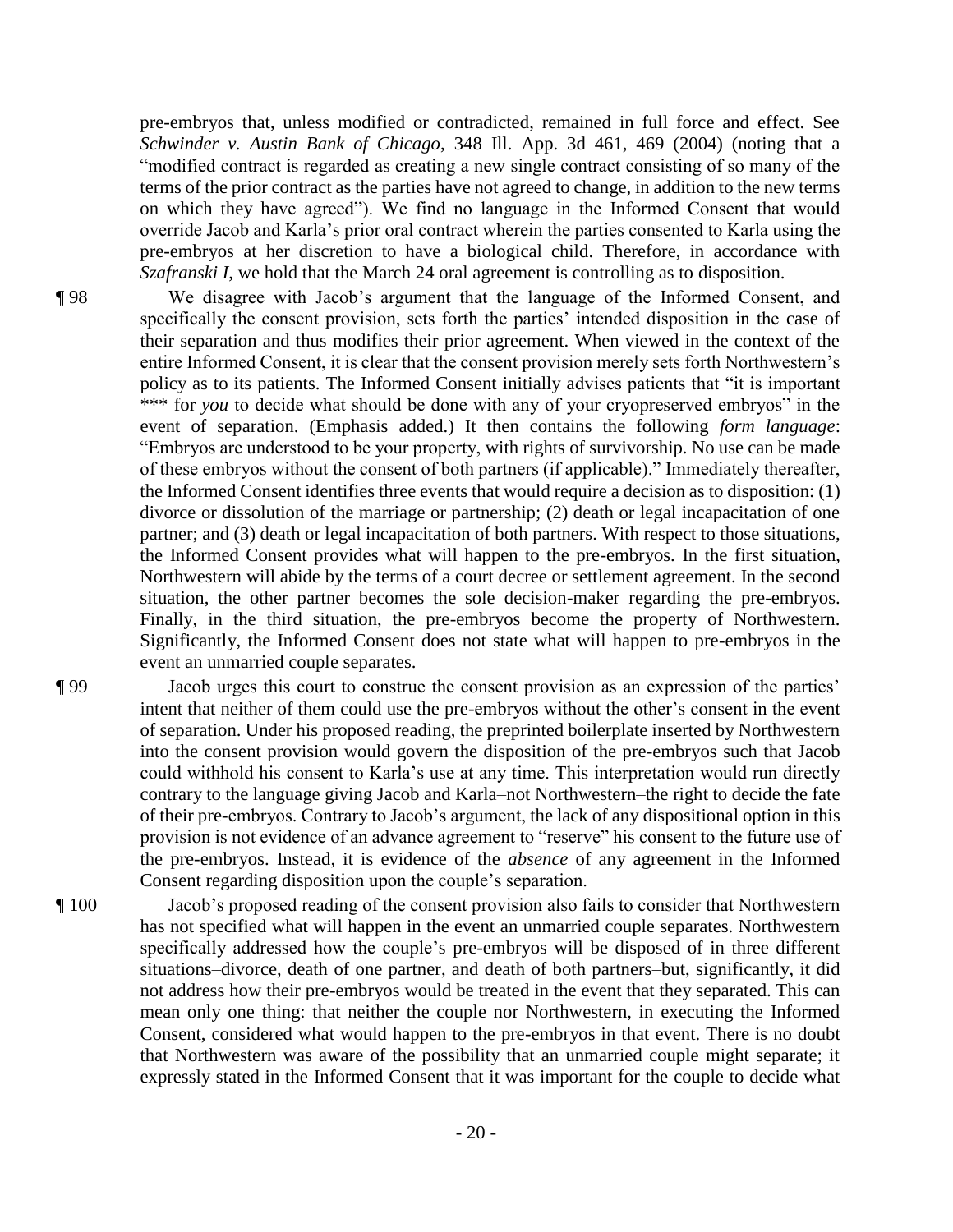pre-embryos that, unless modified or contradicted, remained in full force and effect. See *Schwinder v. Austin Bank of Chicago*, 348 Ill. App. 3d 461, 469 (2004) (noting that a "modified contract is regarded as creating a new single contract consisting of so many of the terms of the prior contract as the parties have not agreed to change, in addition to the new terms on which they have agreed"). We find no language in the Informed Consent that would override Jacob and Karla's prior oral contract wherein the parties consented to Karla using the pre-embryos at her discretion to have a biological child. Therefore, in accordance with *Szafranski I*, we hold that the March 24 oral agreement is controlling as to disposition.

¶ 98 We disagree with Jacob's argument that the language of the Informed Consent, and specifically the consent provision, sets forth the parties' intended disposition in the case of their separation and thus modifies their prior agreement. When viewed in the context of the entire Informed Consent, it is clear that the consent provision merely sets forth Northwestern's policy as to its patients. The Informed Consent initially advises patients that "it is important *** for *you* to decide what should be done with any of your cryopreserved embryos" in the event of separation. (Emphasis added.) It then contains the following *form language*: "Embryos are understood to be your property, with rights of survivorship. No use can be made of these embryos without the consent of both partners (if applicable)." Immediately thereafter, the Informed Consent identifies three events that would require a decision as to disposition: (1) divorce or dissolution of the marriage or partnership; (2) death or legal incapacitation of one partner; and (3) death or legal incapacitation of both partners. With respect to those situations, the Informed Consent provides what will happen to the pre-embryos. In the first situation, Northwestern will abide by the terms of a court decree or settlement agreement. In the second situation, the other partner becomes the sole decision-maker regarding the pre-embryos. Finally, in the third situation, the pre-embryos become the property of Northwestern. Significantly, the Informed Consent does not state what will happen to pre-embryos in the event an unmarried couple separates.

¶ 99 Jacob urges this court to construe the consent provision as an expression of the parties' intent that neither of them could use the pre-embryos without the other's consent in the event of separation. Under his proposed reading, the preprinted boilerplate inserted by Northwestern into the consent provision would govern the disposition of the pre-embryos such that Jacob could withhold his consent to Karla's use at any time. This interpretation would run directly contrary to the language giving Jacob and Karla–not Northwestern–the right to decide the fate of their pre-embryos. Contrary to Jacob's argument, the lack of any dispositional option in this provision is not evidence of an advance agreement to "reserve" his consent to the future use of the pre-embryos. Instead, it is evidence of the *absence* of any agreement in the Informed Consent regarding disposition upon the couple's separation.

¶ 100 Jacob's proposed reading of the consent provision also fails to consider that Northwestern has not specified what will happen in the event an unmarried couple separates. Northwestern specifically addressed how the couple's pre-embryos will be disposed of in three different situations–divorce, death of one partner, and death of both partners–but, significantly, it did not address how their pre-embryos would be treated in the event that they separated. This can mean only one thing: that neither the couple nor Northwestern, in executing the Informed Consent, considered what would happen to the pre-embryos in that event. There is no doubt that Northwestern was aware of the possibility that an unmarried couple might separate; it expressly stated in the Informed Consent that it was important for the couple to decide what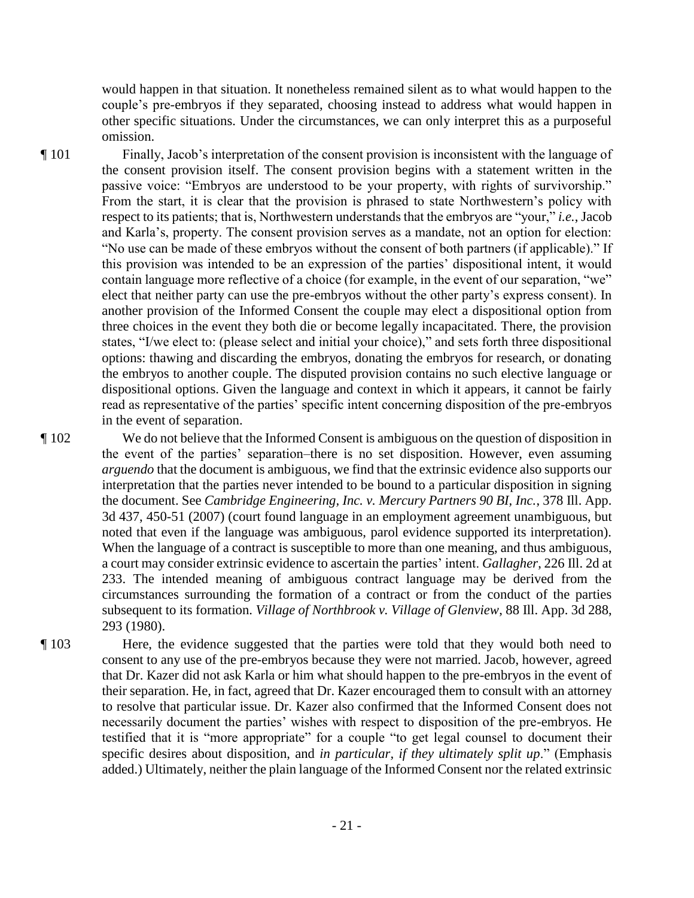would happen in that situation. It nonetheless remained silent as to what would happen to the couple's pre-embryos if they separated, choosing instead to address what would happen in other specific situations. Under the circumstances, we can only interpret this as a purposeful omission.

¶ 101 Finally, Jacob's interpretation of the consent provision is inconsistent with the language of the consent provision itself. The consent provision begins with a statement written in the passive voice: "Embryos are understood to be your property, with rights of survivorship." From the start, it is clear that the provision is phrased to state Northwestern's policy with respect to its patients; that is, Northwestern understands that the embryos are "your," *i.e.*, Jacob and Karla's, property. The consent provision serves as a mandate, not an option for election: "No use can be made of these embryos without the consent of both partners (if applicable)." If this provision was intended to be an expression of the parties' dispositional intent, it would contain language more reflective of a choice (for example, in the event of our separation, "we" elect that neither party can use the pre-embryos without the other party's express consent). In another provision of the Informed Consent the couple may elect a dispositional option from three choices in the event they both die or become legally incapacitated. There, the provision states, "I/we elect to: (please select and initial your choice)," and sets forth three dispositional options: thawing and discarding the embryos, donating the embryos for research, or donating the embryos to another couple. The disputed provision contains no such elective language or dispositional options. Given the language and context in which it appears, it cannot be fairly read as representative of the parties' specific intent concerning disposition of the pre-embryos in the event of separation.

¶ 102 We do not believe that the Informed Consent is ambiguous on the question of disposition in the event of the parties' separation–there is no set disposition. However, even assuming *arguendo* that the document is ambiguous, we find that the extrinsic evidence also supports our interpretation that the parties never intended to be bound to a particular disposition in signing the document. See *Cambridge Engineering, Inc. v. Mercury Partners 90 BI, Inc.*, 378 Ill. App. 3d 437, 450-51 (2007) (court found language in an employment agreement unambiguous, but noted that even if the language was ambiguous, parol evidence supported its interpretation). When the language of a contract is susceptible to more than one meaning, and thus ambiguous, a court may consider extrinsic evidence to ascertain the parties' intent. *Gallagher*, 226 Ill. 2d at 233. The intended meaning of ambiguous contract language may be derived from the circumstances surrounding the formation of a contract or from the conduct of the parties subsequent to its formation. *Village of Northbrook v. Village of Glenview*, 88 Ill. App. 3d 288, 293 (1980).

¶ 103 Here, the evidence suggested that the parties were told that they would both need to consent to any use of the pre-embryos because they were not married. Jacob, however, agreed that Dr. Kazer did not ask Karla or him what should happen to the pre-embryos in the event of their separation. He, in fact, agreed that Dr. Kazer encouraged them to consult with an attorney to resolve that particular issue. Dr. Kazer also confirmed that the Informed Consent does not necessarily document the parties' wishes with respect to disposition of the pre-embryos. He testified that it is "more appropriate" for a couple "to get legal counsel to document their specific desires about disposition, and *in particular, if they ultimately split up*." (Emphasis added.) Ultimately, neither the plain language of the Informed Consent nor the related extrinsic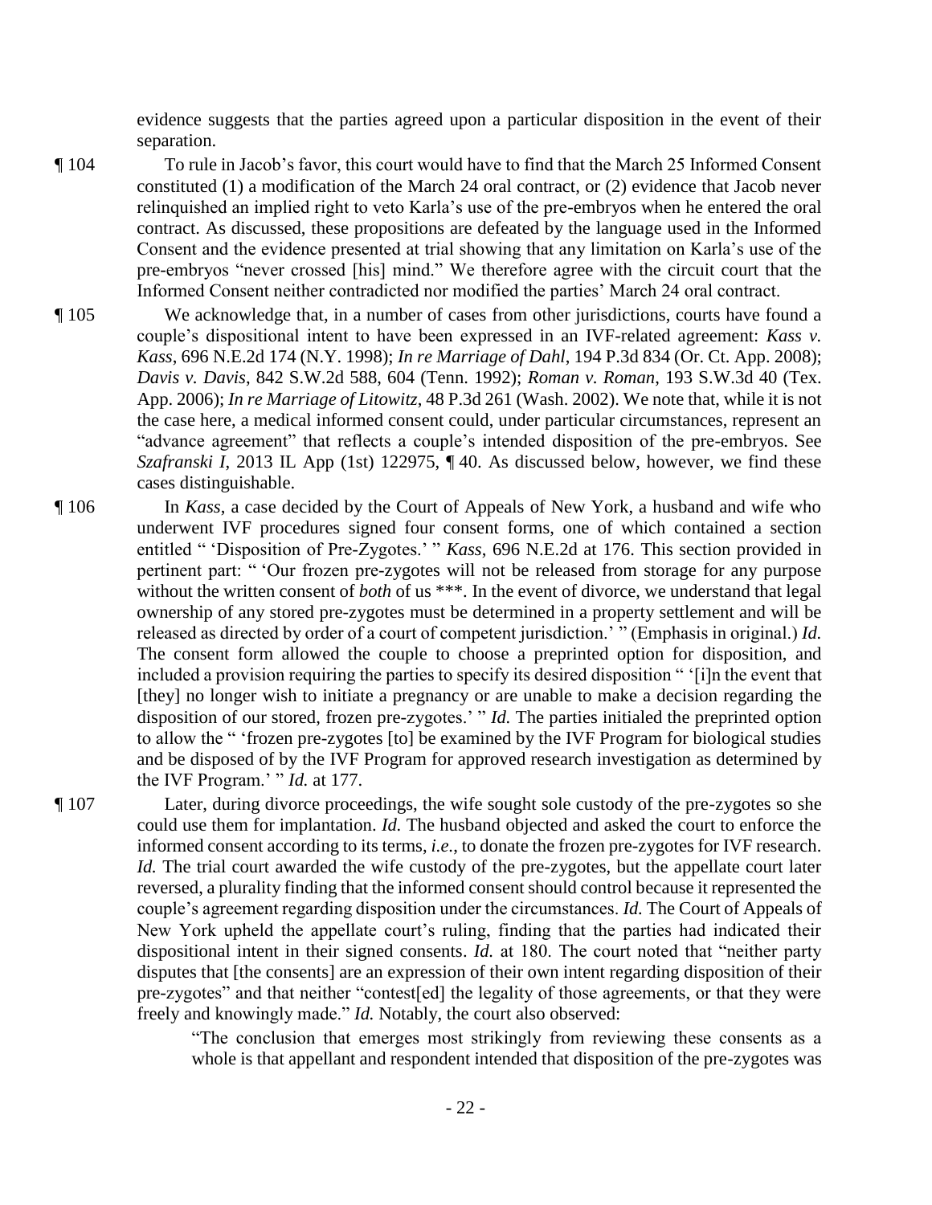evidence suggests that the parties agreed upon a particular disposition in the event of their separation.

¶ 104 To rule in Jacob's favor, this court would have to find that the March 25 Informed Consent constituted (1) a modification of the March 24 oral contract, or (2) evidence that Jacob never relinquished an implied right to veto Karla's use of the pre-embryos when he entered the oral contract. As discussed, these propositions are defeated by the language used in the Informed Consent and the evidence presented at trial showing that any limitation on Karla's use of the pre-embryos "never crossed [his] mind." We therefore agree with the circuit court that the Informed Consent neither contradicted nor modified the parties' March 24 oral contract.

¶ 105 We acknowledge that, in a number of cases from other jurisdictions, courts have found a couple's dispositional intent to have been expressed in an IVF-related agreement: *Kass v. Kass*, 696 N.E.2d 174 (N.Y. 1998); *In re Marriage of Dahl*, 194 P.3d 834 (Or. Ct. App. 2008); *Davis v. Davis*, 842 S.W.2d 588, 604 (Tenn. 1992); *Roman v. Roman*, 193 S.W.3d 40 (Tex. App. 2006); *In re Marriage of Litowitz*, 48 P.3d 261 (Wash. 2002). We note that, while it is not the case here, a medical informed consent could, under particular circumstances, represent an "advance agreement" that reflects a couple's intended disposition of the pre-embryos. See *Szafranski I*, 2013 IL App (1st) 122975, ¶ 40. As discussed below, however, we find these cases distinguishable.

¶ 106 In *Kass*, a case decided by the Court of Appeals of New York, a husband and wife who underwent IVF procedures signed four consent forms, one of which contained a section entitled " 'Disposition of Pre-Zygotes.' " *Kass*, 696 N.E.2d at 176. This section provided in pertinent part: " 'Our frozen pre-zygotes will not be released from storage for any purpose without the written consent of *both* of us \*\*\*. In the event of divorce, we understand that legal ownership of any stored pre-zygotes must be determined in a property settlement and will be released as directed by order of a court of competent jurisdiction.' " (Emphasis in original.) *Id.* The consent form allowed the couple to choose a preprinted option for disposition, and included a provision requiring the parties to specify its desired disposition " '[i]n the event that [they] no longer wish to initiate a pregnancy or are unable to make a decision regarding the disposition of our stored, frozen pre-zygotes.' " *Id.* The parties initialed the preprinted option to allow the " 'frozen pre-zygotes [to] be examined by the IVF Program for biological studies and be disposed of by the IVF Program for approved research investigation as determined by the IVF Program.' " *Id.* at 177.

¶ 107 Later, during divorce proceedings, the wife sought sole custody of the pre-zygotes so she could use them for implantation. *Id.* The husband objected and asked the court to enforce the informed consent according to its terms, *i.e.*, to donate the frozen pre-zygotes for IVF research. *Id.* The trial court awarded the wife custody of the pre-zygotes, but the appellate court later reversed, a plurality finding that the informed consent should control because it represented the couple's agreement regarding disposition under the circumstances. *Id.* The Court of Appeals of New York upheld the appellate court's ruling, finding that the parties had indicated their dispositional intent in their signed consents. *Id.* at 180. The court noted that "neither party disputes that [the consents] are an expression of their own intent regarding disposition of their pre-zygotes" and that neither "contest[ed] the legality of those agreements, or that they were freely and knowingly made." *Id.* Notably, the court also observed:

> "The conclusion that emerges most strikingly from reviewing these consents as a whole is that appellant and respondent intended that disposition of the pre-zygotes was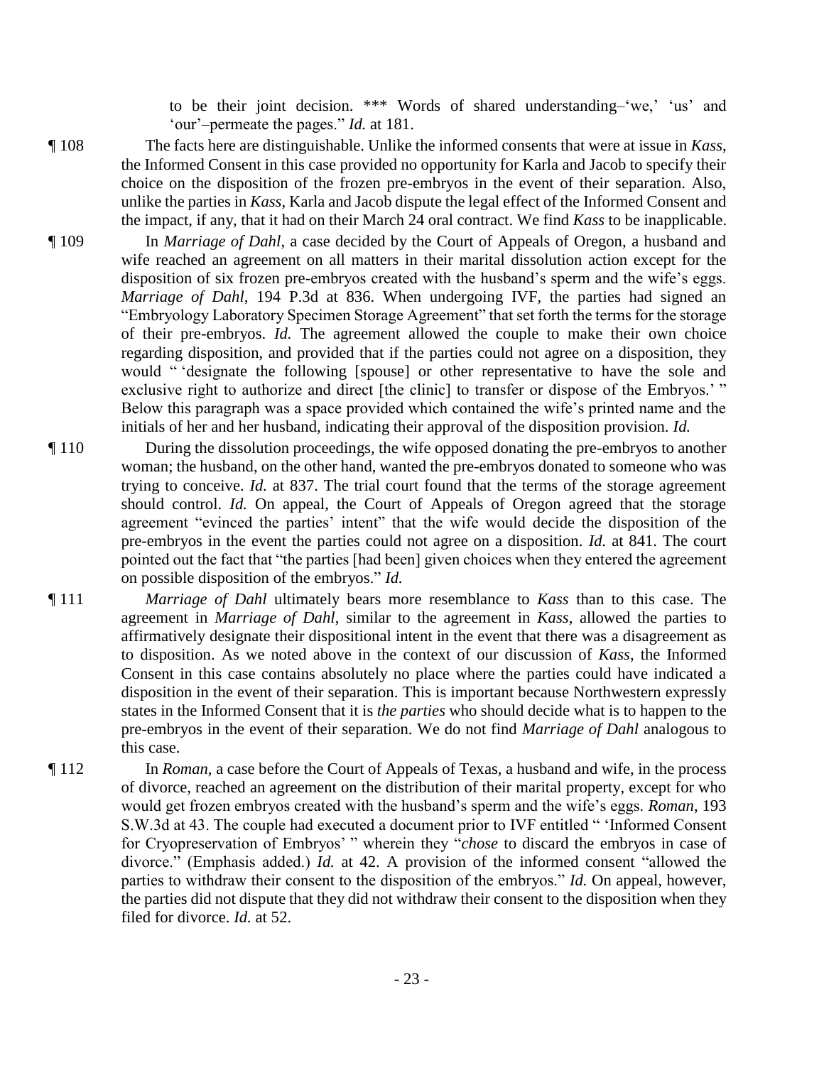to be their joint decision. *** Words of shared understanding–'we,' 'us' and 'our'–permeate the pages." *Id.* at 181.

¶ 108 The facts here are distinguishable. Unlike the informed consents that were at issue in *Kass*, the Informed Consent in this case provided no opportunity for Karla and Jacob to specify their choice on the disposition of the frozen pre-embryos in the event of their separation. Also, unlike the parties in *Kass*, Karla and Jacob dispute the legal effect of the Informed Consent and the impact, if any, that it had on their March 24 oral contract. We find *Kass* to be inapplicable.

¶ 109 In *Marriage of Dahl*, a case decided by the Court of Appeals of Oregon, a husband and wife reached an agreement on all matters in their marital dissolution action except for the disposition of six frozen pre-embryos created with the husband's sperm and the wife's eggs. *Marriage of Dahl*, 194 P.3d at 836. When undergoing IVF, the parties had signed an "Embryology Laboratory Specimen Storage Agreement" that set forth the terms for the storage of their pre-embryos. *Id.* The agreement allowed the couple to make their own choice regarding disposition, and provided that if the parties could not agree on a disposition, they would " 'designate the following [spouse] or other representative to have the sole and exclusive right to authorize and direct [the clinic] to transfer or dispose of the Embryos.' " Below this paragraph was a space provided which contained the wife's printed name and the initials of her and her husband, indicating their approval of the disposition provision. *Id.*

¶ 110 During the dissolution proceedings, the wife opposed donating the pre-embryos to another woman; the husband, on the other hand, wanted the pre-embryos donated to someone who was trying to conceive. *Id.* at 837. The trial court found that the terms of the storage agreement should control. *Id.* On appeal, the Court of Appeals of Oregon agreed that the storage agreement "evinced the parties' intent" that the wife would decide the disposition of the pre-embryos in the event the parties could not agree on a disposition. *Id.* at 841. The court pointed out the fact that "the parties [had been] given choices when they entered the agreement on possible disposition of the embryos." *Id.*

¶ 111 *Marriage of Dahl* ultimately bears more resemblance to *Kass* than to this case. The agreement in *Marriage of Dahl*, similar to the agreement in *Kass*, allowed the parties to affirmatively designate their dispositional intent in the event that there was a disagreement as to disposition. As we noted above in the context of our discussion of *Kass*, the Informed Consent in this case contains absolutely no place where the parties could have indicated a disposition in the event of their separation. This is important because Northwestern expressly states in the Informed Consent that it is *the parties* who should decide what is to happen to the pre-embryos in the event of their separation. We do not find *Marriage of Dahl* analogous to this case.

¶ 112 In *Roman*, a case before the Court of Appeals of Texas, a husband and wife, in the process of divorce, reached an agreement on the distribution of their marital property, except for who would get frozen embryos created with the husband's sperm and the wife's eggs. *Roman*, 193 S.W.3d at 43. The couple had executed a document prior to IVF entitled " 'Informed Consent for Cryopreservation of Embryos' " wherein they "*chose* to discard the embryos in case of divorce." (Emphasis added.) *Id.* at 42. A provision of the informed consent "allowed the parties to withdraw their consent to the disposition of the embryos." *Id.* On appeal, however, the parties did not dispute that they did not withdraw their consent to the disposition when they filed for divorce. *Id.* at 52.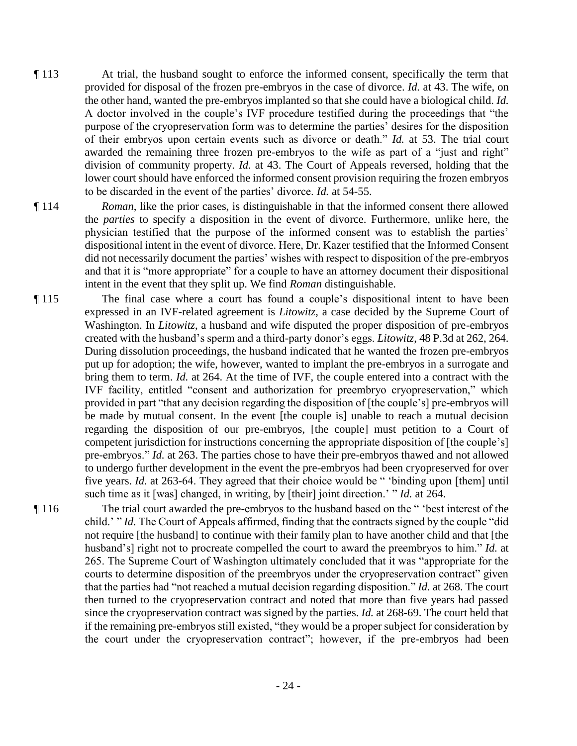¶ 113 At trial, the husband sought to enforce the informed consent, specifically the term that provided for disposal of the frozen pre-embryos in the case of divorce. *Id.* at 43. The wife, on the other hand, wanted the pre-embryos implanted so that she could have a biological child. *Id.* A doctor involved in the couple's IVF procedure testified during the proceedings that "the purpose of the cryopreservation form was to determine the parties' desires for the disposition of their embryos upon certain events such as divorce or death." *Id.* at 53. The trial court awarded the remaining three frozen pre-embryos to the wife as part of a "just and right" division of community property. *Id.* at 43. The Court of Appeals reversed, holding that the lower court should have enforced the informed consent provision requiring the frozen embryos to be discarded in the event of the parties' divorce. *Id.* at 54-55.

¶ 114 *Roman*, like the prior cases, is distinguishable in that the informed consent there allowed the *parties* to specify a disposition in the event of divorce. Furthermore, unlike here, the physician testified that the purpose of the informed consent was to establish the parties' dispositional intent in the event of divorce. Here, Dr. Kazer testified that the Informed Consent did not necessarily document the parties' wishes with respect to disposition of the pre-embryos and that it is "more appropriate" for a couple to have an attorney document their dispositional intent in the event that they split up. We find *Roman* distinguishable.

¶ 115 The final case where a court has found a couple's dispositional intent to have been expressed in an IVF-related agreement is *Litowitz*, a case decided by the Supreme Court of Washington. In *Litowitz*, a husband and wife disputed the proper disposition of pre-embryos created with the husband's sperm and a third-party donor's eggs. *Litowitz*, 48 P.3d at 262, 264. During dissolution proceedings, the husband indicated that he wanted the frozen pre-embryos put up for adoption; the wife, however, wanted to implant the pre-embryos in a surrogate and bring them to term. *Id.* at 264. At the time of IVF, the couple entered into a contract with the IVF facility, entitled "consent and authorization for preembryo cryopreservation," which provided in part "that any decision regarding the disposition of [the couple's] pre-embryos will be made by mutual consent. In the event [the couple is] unable to reach a mutual decision regarding the disposition of our pre-embryos, [the couple] must petition to a Court of competent jurisdiction for instructions concerning the appropriate disposition of [the couple's] pre-embryos." *Id.* at 263. The parties chose to have their pre-embryos thawed and not allowed to undergo further development in the event the pre-embryos had been cryopreserved for over five years. *Id.* at 263-64. They agreed that their choice would be " 'binding upon [them] until such time as it [was] changed, in writing, by [their] joint direction.' " *Id.* at 264.

¶ 116 The trial court awarded the pre-embryos to the husband based on the " 'best interest of the child.' " *Id.* The Court of Appeals affirmed, finding that the contracts signed by the couple "did not require [the husband] to continue with their family plan to have another child and that [the husband's] right not to procreate compelled the court to award the preembryos to him." *Id.* at 265. The Supreme Court of Washington ultimately concluded that it was "appropriate for the courts to determine disposition of the preembryos under the cryopreservation contract" given that the parties had "not reached a mutual decision regarding disposition." *Id.* at 268. The court then turned to the cryopreservation contract and noted that more than five years had passed since the cryopreservation contract was signed by the parties. *Id.* at 268-69. The court held that if the remaining pre-embryos still existed, "they would be a proper subject for consideration by the court under the cryopreservation contract"; however, if the pre-embryos had been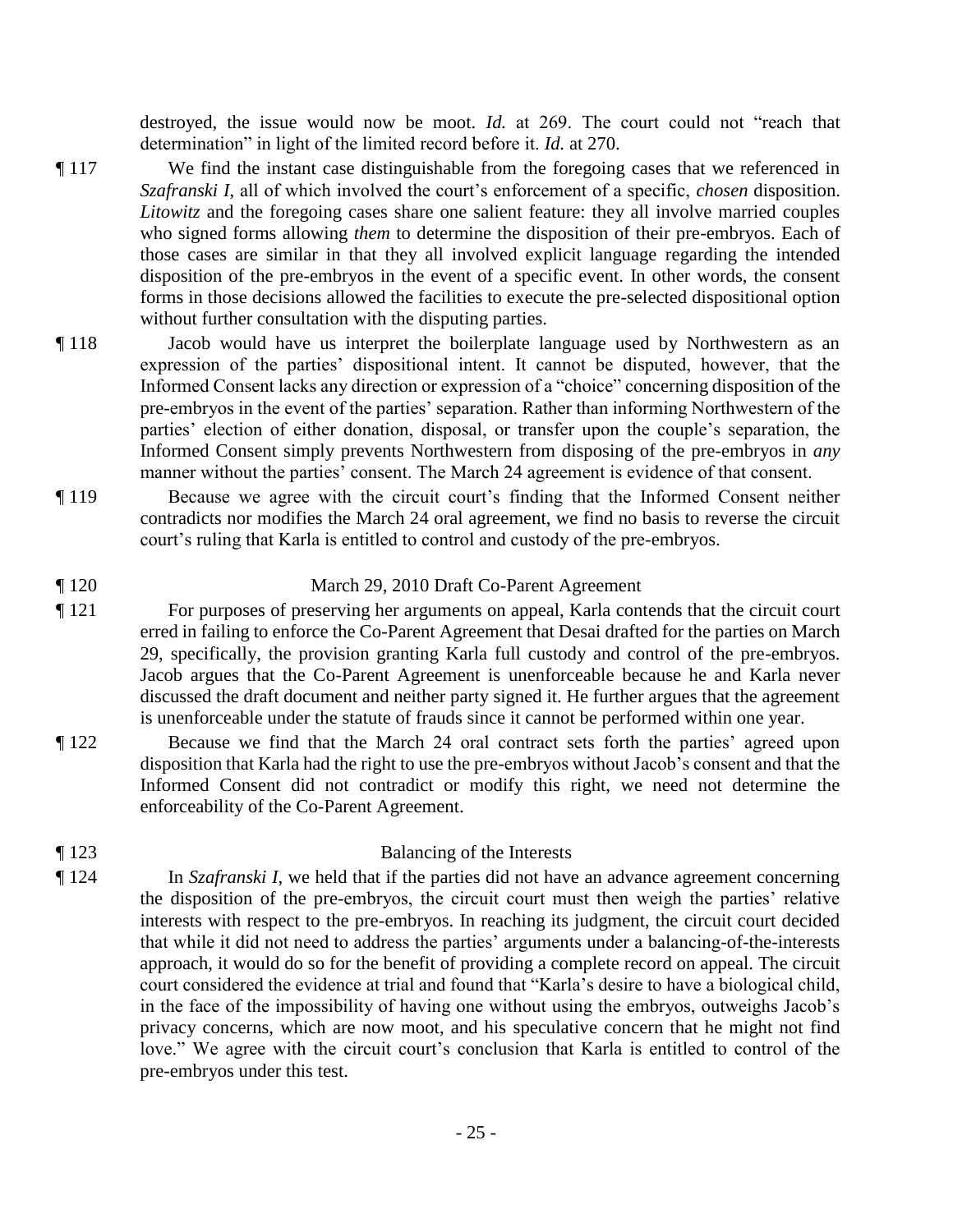destroyed, the issue would now be moot. *Id.* at 269. The court could not "reach that determination" in light of the limited record before it. *Id.* at 270.

¶ 117 We find the instant case distinguishable from the foregoing cases that we referenced in *Szafranski I*, all of which involved the court's enforcement of a specific, *chosen* disposition. *Litowitz* and the foregoing cases share one salient feature: they all involve married couples who signed forms allowing *them* to determine the disposition of their pre-embryos. Each of those cases are similar in that they all involved explicit language regarding the intended disposition of the pre-embryos in the event of a specific event. In other words, the consent forms in those decisions allowed the facilities to execute the pre-selected dispositional option without further consultation with the disputing parties.

¶ 118 Jacob would have us interpret the boilerplate language used by Northwestern as an expression of the parties' dispositional intent. It cannot be disputed, however, that the Informed Consent lacks any direction or expression of a "choice" concerning disposition of the pre-embryos in the event of the parties' separation. Rather than informing Northwestern of the parties' election of either donation, disposal, or transfer upon the couple's separation, the Informed Consent simply prevents Northwestern from disposing of the pre-embryos in *any* manner without the parties' consent. The March 24 agreement is evidence of that consent.

¶ 119 Because we agree with the circuit court's finding that the Informed Consent neither contradicts nor modifies the March 24 oral agreement, we find no basis to reverse the circuit court's ruling that Karla is entitled to control and custody of the pre-embryos.

¶ 120 March 29, 2010 Draft Co-Parent Agreement

¶ 121 For purposes of preserving her arguments on appeal, Karla contends that the circuit court erred in failing to enforce the Co-Parent Agreement that Desai drafted for the parties on March 29, specifically, the provision granting Karla full custody and control of the pre-embryos. Jacob argues that the Co-Parent Agreement is unenforceable because he and Karla never discussed the draft document and neither party signed it. He further argues that the agreement is unenforceable under the statute of frauds since it cannot be performed within one year.

¶ 122 Because we find that the March 24 oral contract sets forth the parties' agreed upon disposition that Karla had the right to use the pre-embryos without Jacob's consent and that the Informed Consent did not contradict or modify this right, we need not determine the enforceability of the Co-Parent Agreement.

¶ 123 Balancing of the Interests

¶ 124 In *Szafranski I*, we held that if the parties did not have an advance agreement concerning the disposition of the pre-embryos, the circuit court must then weigh the parties' relative interests with respect to the pre-embryos. In reaching its judgment, the circuit court decided that while it did not need to address the parties' arguments under a balancing-of-the-interests approach, it would do so for the benefit of providing a complete record on appeal. The circuit court considered the evidence at trial and found that "Karla's desire to have a biological child, in the face of the impossibility of having one without using the embryos, outweighs Jacob's privacy concerns, which are now moot, and his speculative concern that he might not find love." We agree with the circuit court's conclusion that Karla is entitled to control of the pre-embryos under this test.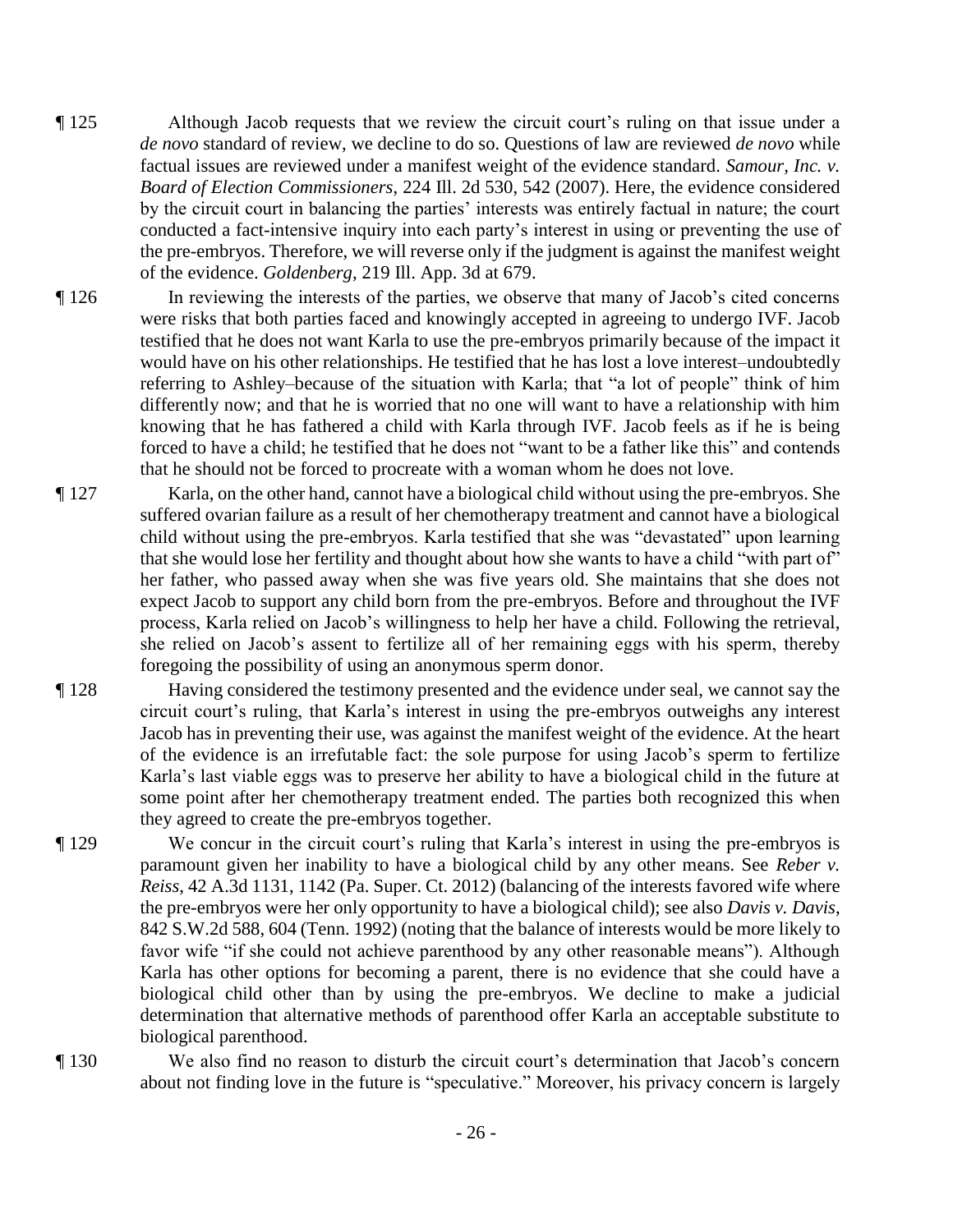¶ 125 Although Jacob requests that we review the circuit court's ruling on that issue under a *de novo* standard of review, we decline to do so. Questions of law are reviewed *de novo* while factual issues are reviewed under a manifest weight of the evidence standard. *Samour, Inc. v. Board of Election Commissioners*, 224 Ill. 2d 530, 542 (2007). Here, the evidence considered by the circuit court in balancing the parties' interests was entirely factual in nature; the court conducted a fact-intensive inquiry into each party's interest in using or preventing the use of the pre-embryos. Therefore, we will reverse only if the judgment is against the manifest weight of the evidence. *Goldenberg*, 219 Ill. App. 3d at 679.

¶ 126 In reviewing the interests of the parties, we observe that many of Jacob's cited concerns were risks that both parties faced and knowingly accepted in agreeing to undergo IVF. Jacob testified that he does not want Karla to use the pre-embryos primarily because of the impact it would have on his other relationships. He testified that he has lost a love interest–undoubtedly referring to Ashley–because of the situation with Karla; that "a lot of people" think of him differently now; and that he is worried that no one will want to have a relationship with him knowing that he has fathered a child with Karla through IVF. Jacob feels as if he is being forced to have a child; he testified that he does not "want to be a father like this" and contends that he should not be forced to procreate with a woman whom he does not love.

¶ 127 Karla, on the other hand, cannot have a biological child without using the pre-embryos. She suffered ovarian failure as a result of her chemotherapy treatment and cannot have a biological child without using the pre-embryos. Karla testified that she was "devastated" upon learning that she would lose her fertility and thought about how she wants to have a child "with part of" her father, who passed away when she was five years old. She maintains that she does not expect Jacob to support any child born from the pre-embryos. Before and throughout the IVF process, Karla relied on Jacob's willingness to help her have a child. Following the retrieval, she relied on Jacob's assent to fertilize all of her remaining eggs with his sperm, thereby foregoing the possibility of using an anonymous sperm donor.

¶ 128 Having considered the testimony presented and the evidence under seal, we cannot say the circuit court's ruling, that Karla's interest in using the pre-embryos outweighs any interest Jacob has in preventing their use, was against the manifest weight of the evidence. At the heart of the evidence is an irrefutable fact: the sole purpose for using Jacob's sperm to fertilize Karla's last viable eggs was to preserve her ability to have a biological child in the future at some point after her chemotherapy treatment ended. The parties both recognized this when they agreed to create the pre-embryos together.

¶ 129 We concur in the circuit court's ruling that Karla's interest in using the pre-embryos is paramount given her inability to have a biological child by any other means. See *Reber v. Reiss*, 42 A.3d 1131, 1142 (Pa. Super. Ct. 2012) (balancing of the interests favored wife where the pre-embryos were her only opportunity to have a biological child); see also *Davis v. Davis*, 842 S.W.2d 588, 604 (Tenn. 1992) (noting that the balance of interests would be more likely to favor wife "if she could not achieve parenthood by any other reasonable means"). Although Karla has other options for becoming a parent, there is no evidence that she could have a biological child other than by using the pre-embryos. We decline to make a judicial determination that alternative methods of parenthood offer Karla an acceptable substitute to biological parenthood.

¶ 130 We also find no reason to disturb the circuit court's determination that Jacob's concern about not finding love in the future is "speculative." Moreover, his privacy concern is largely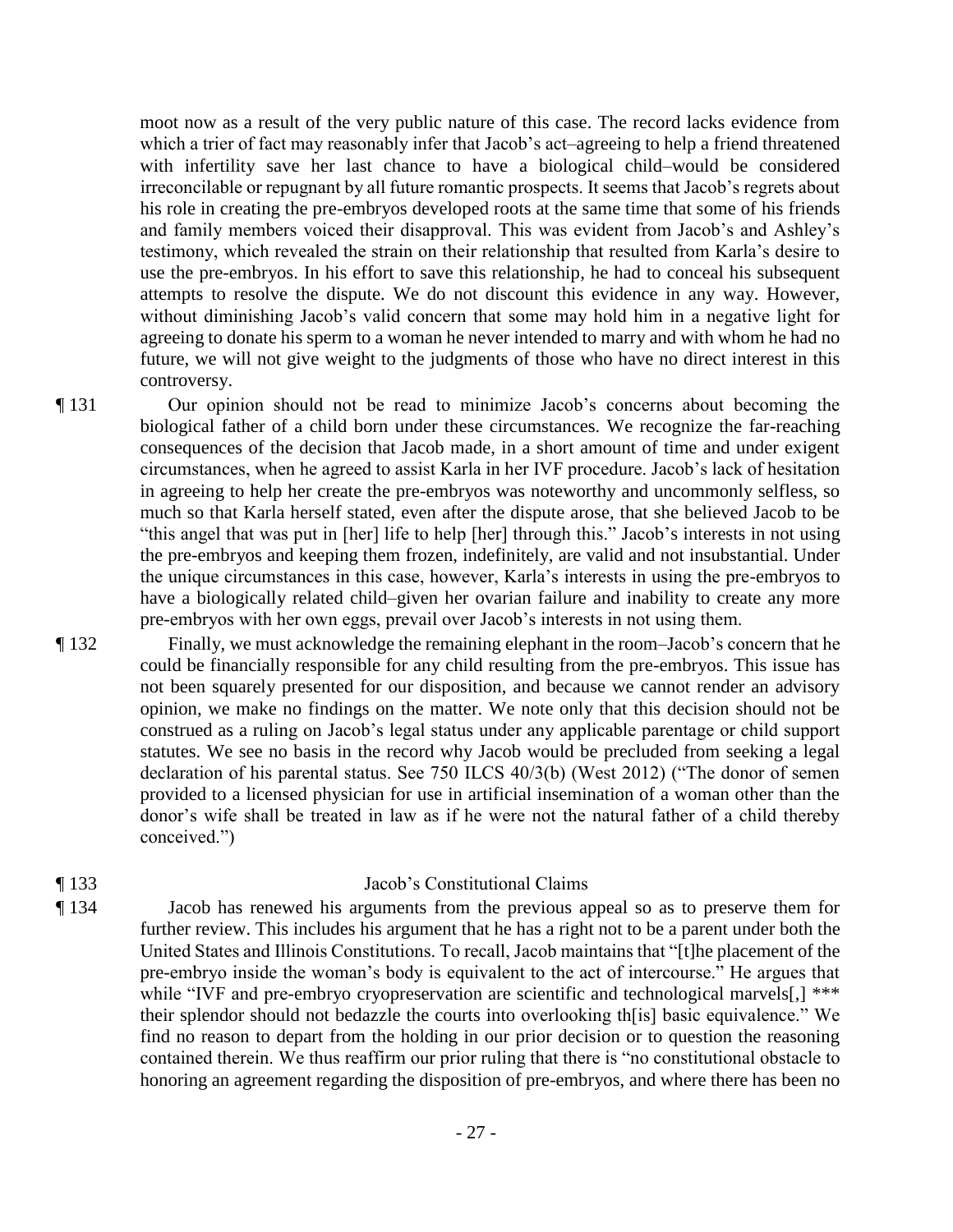moot now as a result of the very public nature of this case. The record lacks evidence from which a trier of fact may reasonably infer that Jacob's act–agreeing to help a friend threatened with infertility save her last chance to have a biological child–would be considered irreconcilable or repugnant by all future romantic prospects. It seems that Jacob's regrets about his role in creating the pre-embryos developed roots at the same time that some of his friends and family members voiced their disapproval. This was evident from Jacob's and Ashley's testimony, which revealed the strain on their relationship that resulted from Karla's desire to use the pre-embryos. In his effort to save this relationship, he had to conceal his subsequent attempts to resolve the dispute. We do not discount this evidence in any way. However, without diminishing Jacob's valid concern that some may hold him in a negative light for agreeing to donate his sperm to a woman he never intended to marry and with whom he had no future, we will not give weight to the judgments of those who have no direct interest in this controversy.

¶ 131 Our opinion should not be read to minimize Jacob's concerns about becoming the biological father of a child born under these circumstances. We recognize the far-reaching consequences of the decision that Jacob made, in a short amount of time and under exigent circumstances, when he agreed to assist Karla in her IVF procedure. Jacob's lack of hesitation in agreeing to help her create the pre-embryos was noteworthy and uncommonly selfless, so much so that Karla herself stated, even after the dispute arose, that she believed Jacob to be "this angel that was put in [her] life to help [her] through this." Jacob's interests in not using the pre-embryos and keeping them frozen, indefinitely, are valid and not insubstantial. Under the unique circumstances in this case, however, Karla's interests in using the pre-embryos to have a biologically related child–given her ovarian failure and inability to create any more pre-embryos with her own eggs, prevail over Jacob's interests in not using them.

¶ 132 Finally, we must acknowledge the remaining elephant in the room–Jacob's concern that he could be financially responsible for any child resulting from the pre-embryos. This issue has not been squarely presented for our disposition, and because we cannot render an advisory opinion, we make no findings on the matter. We note only that this decision should not be construed as a ruling on Jacob's legal status under any applicable parentage or child support statutes. We see no basis in the record why Jacob would be precluded from seeking a legal declaration of his parental status. See 750 ILCS 40/3(b) (West 2012) ("The donor of semen provided to a licensed physician for use in artificial insemination of a woman other than the donor's wife shall be treated in law as if he were not the natural father of a child thereby conceived.")

## ¶ 133 Jacob's Constitutional Claims

¶ 134 Jacob has renewed his arguments from the previous appeal so as to preserve them for further review. This includes his argument that he has a right not to be a parent under both the United States and Illinois Constitutions. To recall, Jacob maintains that "[t]he placement of the pre-embryo inside the woman's body is equivalent to the act of intercourse." He argues that while "IVF and pre-embryo cryopreservation are scientific and technological marvels[,] *** their splendor should not bedazzle the courts into overlooking th[is] basic equivalence." We find no reason to depart from the holding in our prior decision or to question the reasoning contained therein. We thus reaffirm our prior ruling that there is "no constitutional obstacle to honoring an agreement regarding the disposition of pre-embryos, and where there has been no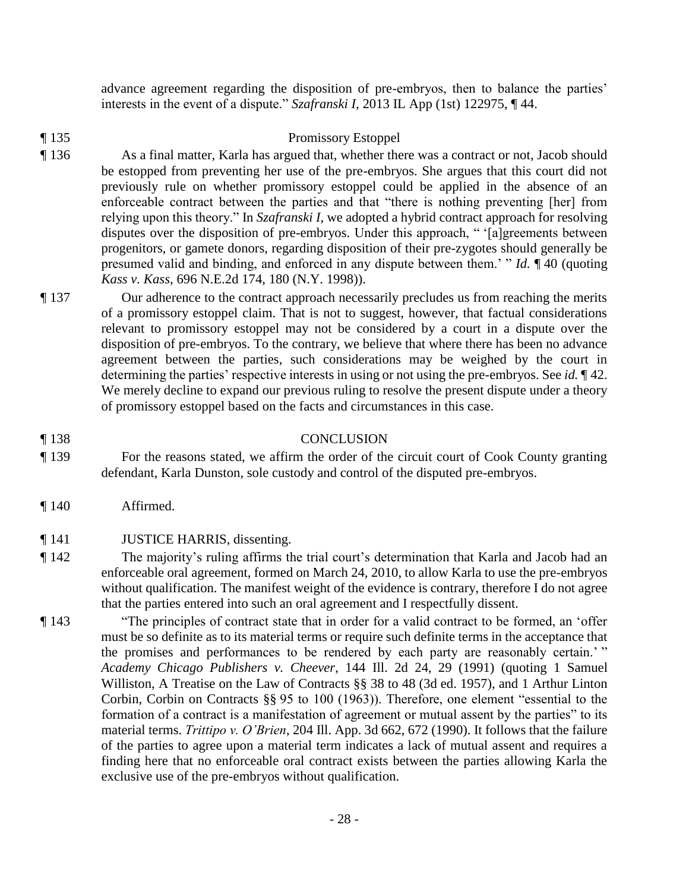advance agreement regarding the disposition of pre-embryos, then to balance the parties' interests in the event of a dispute." *Szafranski I*, 2013 IL App (1st) 122975, ¶ 44.

¶ 135 Promissory Estoppel

¶ 136 As a final matter, Karla has argued that, whether there was a contract or not, Jacob should be estopped from preventing her use of the pre-embryos. She argues that this court did not previously rule on whether promissory estoppel could be applied in the absence of an enforceable contract between the parties and that "there is nothing preventing [her] from relying upon this theory." In *Szafranski I*, we adopted a hybrid contract approach for resolving disputes over the disposition of pre-embryos. Under this approach, " '[a]greements between progenitors, or gamete donors, regarding disposition of their pre-zygotes should generally be presumed valid and binding, and enforced in any dispute between them.' " *Id.* ¶ 40 (quoting *Kass v. Kass*, 696 N.E.2d 174, 180 (N.Y. 1998)).

¶ 137 Our adherence to the contract approach necessarily precludes us from reaching the merits of a promissory estoppel claim. That is not to suggest, however, that factual considerations relevant to promissory estoppel may not be considered by a court in a dispute over the disposition of pre-embryos. To the contrary, we believe that where there has been no advance agreement between the parties, such considerations may be weighed by the court in determining the parties' respective interests in using or not using the pre-embryos. See *id.* ¶ 42. We merely decline to expand our previous ruling to resolve the present dispute under a theory of promissory estoppel based on the facts and circumstances in this case.

¶ 138 CONCLUSION

¶ 139 For the reasons stated, we affirm the order of the circuit court of Cook County granting defendant, Karla Dunston, sole custody and control of the disputed pre-embryos.

¶ 140 Affirmed.

¶ 141 JUSTICE HARRIS, dissenting.

¶ 142 The majority's ruling affirms the trial court's determination that Karla and Jacob had an enforceable oral agreement, formed on March 24, 2010, to allow Karla to use the pre-embryos without qualification. The manifest weight of the evidence is contrary, therefore I do not agree that the parties entered into such an oral agreement and I respectfully dissent.

¶ 143 "The principles of contract state that in order for a valid contract to be formed, an 'offer must be so definite as to its material terms or require such definite terms in the acceptance that the promises and performances to be rendered by each party are reasonably certain.' " *Academy Chicago Publishers v. Cheever*, 144 Ill. 2d 24, 29 (1991) (quoting 1 Samuel Williston, A Treatise on the Law of Contracts §§ 38 to 48 (3d ed. 1957), and 1 Arthur Linton Corbin, Corbin on Contracts §§ 95 to 100 (1963)). Therefore, one element "essential to the formation of a contract is a manifestation of agreement or mutual assent by the parties" to its material terms. *Trittipo v. O'Brien*, 204 Ill. App. 3d 662, 672 (1990). It follows that the failure of the parties to agree upon a material term indicates a lack of mutual assent and requires a finding here that no enforceable oral contract exists between the parties allowing Karla the exclusive use of the pre-embryos without qualification.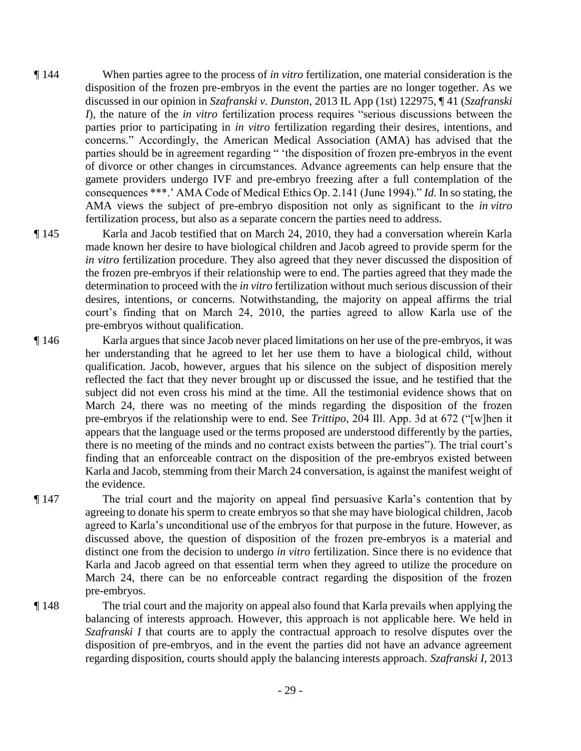¶ 144 When parties agree to the process of *in vitro* fertilization, one material consideration is the disposition of the frozen pre-embryos in the event the parties are no longer together. As we discussed in our opinion in *Szafranski v. Dunston*, 2013 IL App (1st) 122975, ¶ 41 (*Szafranski I*), the nature of the *in vitro* fertilization process requires "serious discussions between the parties prior to participating in *in vitro* fertilization regarding their desires, intentions, and concerns." Accordingly, the American Medical Association (AMA) has advised that the parties should be in agreement regarding " 'the disposition of frozen pre-embryos in the event of divorce or other changes in circumstances. Advance agreements can help ensure that the gamete providers undergo IVF and pre-embryo freezing after a full contemplation of the consequences \*\*\*.' AMA Code of Medical Ethics Op. 2.141 (June 1994)." *Id*. In so stating, the AMA views the subject of pre-embryo disposition not only as significant to the *in vitro* fertilization process, but also as a separate concern the parties need to address.

¶ 145 Karla and Jacob testified that on March 24, 2010, they had a conversation wherein Karla made known her desire to have biological children and Jacob agreed to provide sperm for the *in vitro* fertilization procedure. They also agreed that they never discussed the disposition of the frozen pre-embryos if their relationship were to end. The parties agreed that they made the determination to proceed with the *in vitro* fertilization without much serious discussion of their desires, intentions, or concerns. Notwithstanding, the majority on appeal affirms the trial court's finding that on March 24, 2010, the parties agreed to allow Karla use of the pre-embryos without qualification.

¶ 146 Karla argues that since Jacob never placed limitations on her use of the pre-embryos, it was her understanding that he agreed to let her use them to have a biological child, without qualification. Jacob, however, argues that his silence on the subject of disposition merely reflected the fact that they never brought up or discussed the issue, and he testified that the subject did not even cross his mind at the time. All the testimonial evidence shows that on March 24, there was no meeting of the minds regarding the disposition of the frozen pre-embryos if the relationship were to end. See *Trittipo*, 204 Ill. App. 3d at 672 ("[w]hen it appears that the language used or the terms proposed are understood differently by the parties, there is no meeting of the minds and no contract exists between the parties"). The trial court's finding that an enforceable contract on the disposition of the pre-embryos existed between Karla and Jacob, stemming from their March 24 conversation, is against the manifest weight of the evidence.

¶ 147 The trial court and the majority on appeal find persuasive Karla's contention that by agreeing to donate his sperm to create embryos so that she may have biological children, Jacob agreed to Karla's unconditional use of the embryos for that purpose in the future. However, as discussed above, the question of disposition of the frozen pre-embryos is a material and distinct one from the decision to undergo *in vitro* fertilization. Since there is no evidence that Karla and Jacob agreed on that essential term when they agreed to utilize the procedure on March 24, there can be no enforceable contract regarding the disposition of the frozen pre-embryos.

¶ 148 The trial court and the majority on appeal also found that Karla prevails when applying the balancing of interests approach. However, this approach is not applicable here. We held in *Szafranski I* that courts are to apply the contractual approach to resolve disputes over the disposition of pre-embryos, and in the event the parties did not have an advance agreement regarding disposition, courts should apply the balancing interests approach. *Szafranski I*, 2013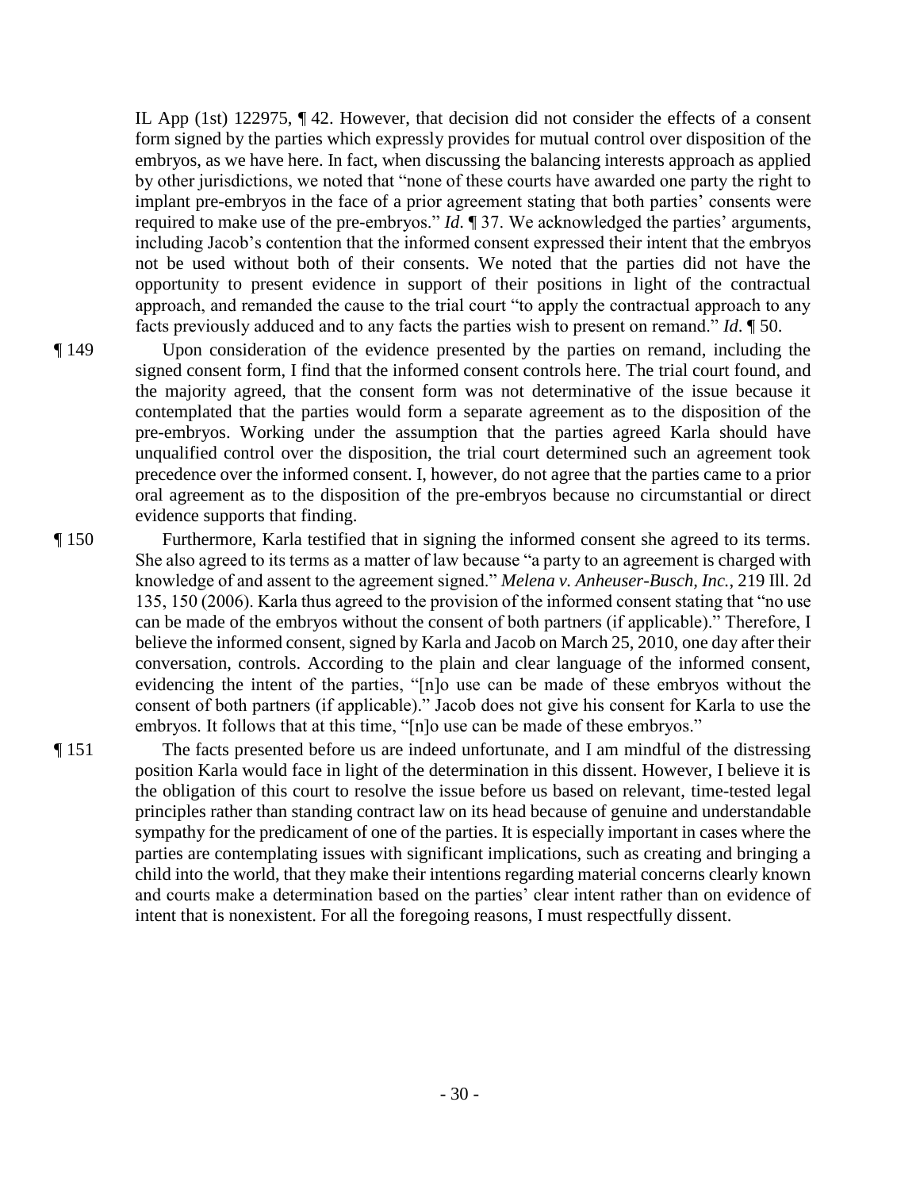IL App (1st) 122975, ¶ 42. However, that decision did not consider the effects of a consent form signed by the parties which expressly provides for mutual control over disposition of the embryos, as we have here. In fact, when discussing the balancing interests approach as applied by other jurisdictions, we noted that "none of these courts have awarded one party the right to implant pre-embryos in the face of a prior agreement stating that both parties' consents were required to make use of the pre-embryos." *Id*. ¶ 37. We acknowledged the parties' arguments, including Jacob's contention that the informed consent expressed their intent that the embryos not be used without both of their consents. We noted that the parties did not have the opportunity to present evidence in support of their positions in light of the contractual approach, and remanded the cause to the trial court "to apply the contractual approach to any facts previously adduced and to any facts the parties wish to present on remand." *Id*. ¶ 50.

¶ 149 Upon consideration of the evidence presented by the parties on remand, including the signed consent form, I find that the informed consent controls here. The trial court found, and the majority agreed, that the consent form was not determinative of the issue because it contemplated that the parties would form a separate agreement as to the disposition of the pre-embryos. Working under the assumption that the parties agreed Karla should have unqualified control over the disposition, the trial court determined such an agreement took precedence over the informed consent. I, however, do not agree that the parties came to a prior oral agreement as to the disposition of the pre-embryos because no circumstantial or direct evidence supports that finding.

¶ 150 Furthermore, Karla testified that in signing the informed consent she agreed to its terms. She also agreed to its terms as a matter of law because "a party to an agreement is charged with knowledge of and assent to the agreement signed." *Melena v. Anheuser-Busch, Inc.*, 219 Ill. 2d 135, 150 (2006). Karla thus agreed to the provision of the informed consent stating that "no use can be made of the embryos without the consent of both partners (if applicable)." Therefore, I believe the informed consent, signed by Karla and Jacob on March 25, 2010, one day after their conversation, controls. According to the plain and clear language of the informed consent, evidencing the intent of the parties, "[n]o use can be made of these embryos without the consent of both partners (if applicable)." Jacob does not give his consent for Karla to use the embryos. It follows that at this time, "[n]o use can be made of these embryos."

¶ 151 The facts presented before us are indeed unfortunate, and I am mindful of the distressing position Karla would face in light of the determination in this dissent. However, I believe it is the obligation of this court to resolve the issue before us based on relevant, time-tested legal principles rather than standing contract law on its head because of genuine and understandable sympathy for the predicament of one of the parties. It is especially important in cases where the parties are contemplating issues with significant implications, such as creating and bringing a child into the world, that they make their intentions regarding material concerns clearly known and courts make a determination based on the parties' clear intent rather than on evidence of intent that is nonexistent. For all the foregoing reasons, I must respectfully dissent.